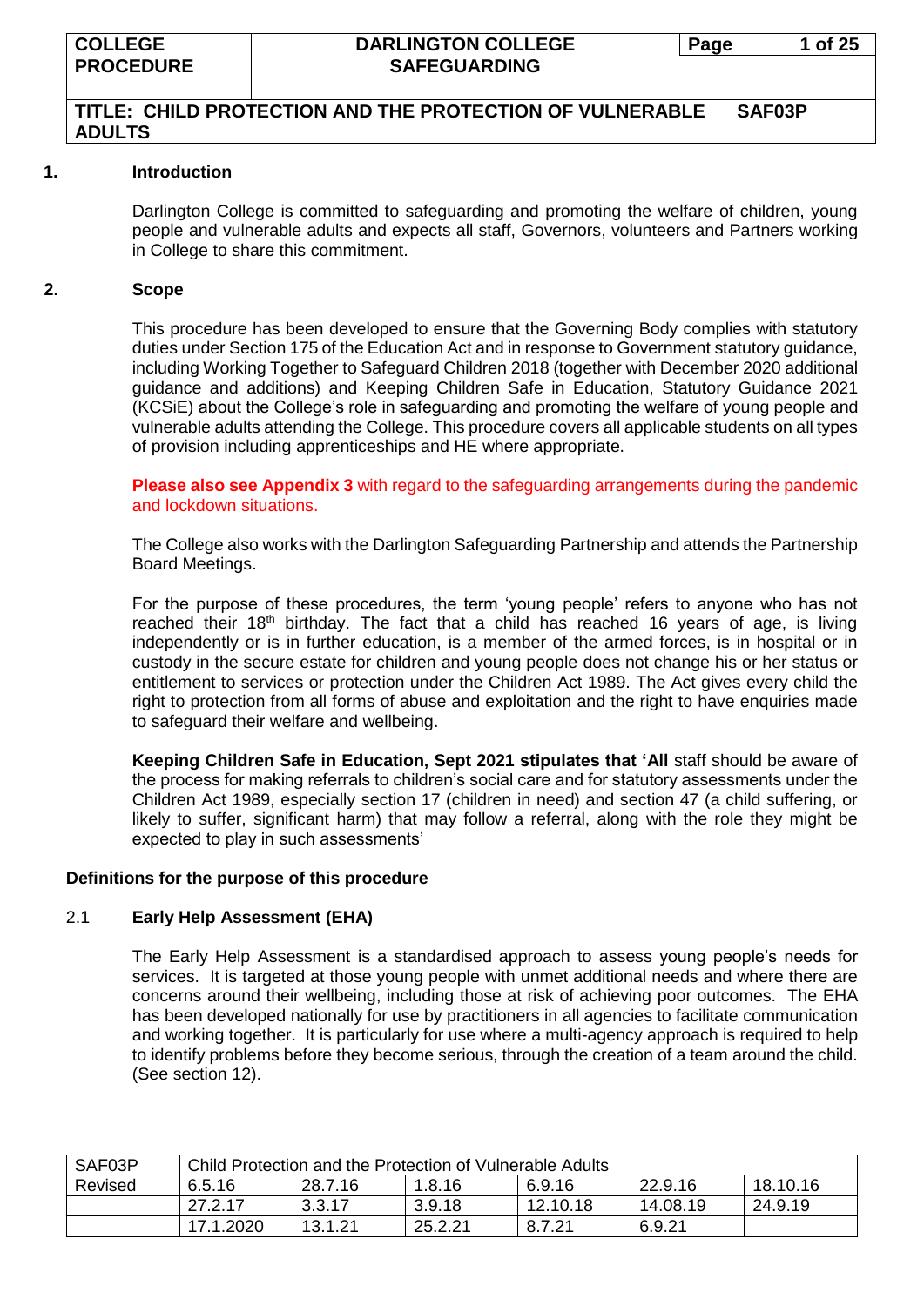## 1. Introduction

Darlington College is committed to safeguarding and promoting the welfare of children, young people and vulnerable adults and expects all staff, Governors, volunteers and Partners working in College to share this commitment.

## 2. Scope

This procedure has been developed to ensure that the Governing Body complies with statutory duties under Section 175 of the Education Act and in response to Government statutory guidance, including Working Together to Safeguard Children 2018 (together with December 2020 additional guidance and additions) and Keeping Children Safe in Education, Statutory Guidance 2021 (KCSiE) about the College's role in safeguarding and promoting the welfare of young people and vulnerable adults attending the College. This procedure covers all applicable students on all types of provision including apprenticeships and HE where appropriate.

**Please also see Appendix 3** with regard to the safeguarding arrangements during the pandemic and lockdown situations.

The College also works with the Darlington Safeguarding Partnership and attends the Partnership Board Meetings.

For the purpose of these procedures, the term 'young people' refers to anyone who has not reached their 18th birthday. The fact that a child has reached 16 years of age, is living independently or is in further education, is a member of the armed forces, is in hospital or in custody in the secure estate for children and young people does not change his or her status or entitlement to services or protection under the Children Act 1989. The Act gives every child the right to protection from all forms of abuse and exploitation and the right to have enquiries made to safeguard their welfare and wellbeing.

**Keeping Children Safe in Education, Sept 2021 stipulates that 'All** staff should be aware of the process for making referrals to children's social care and for statutory assessments under the Children Act 1989, especially section 17 (children in need) and section 47 (a child suffering, or likely to suffer, significant harm) that may follow a referral, along with the role they might be expected to play in such assessments'

### Definitions for the purpose of this procedure

### 2.1 Early Help Assessment (EHA)

The Early Help Assessment is a standardised approach to assess young people's needs for services. It is targeted at those young people with unmet additional needs and where there are concerns around their wellbeing, including those at risk of achieving poor outcomes. The EHA has been developed nationally for use by practitioners in all agencies to facilitate communication and working together. It is particularly for use where a multi-agency approach is required to help to identify problems before they become serious, through the creation of a team around the child. (See section 12).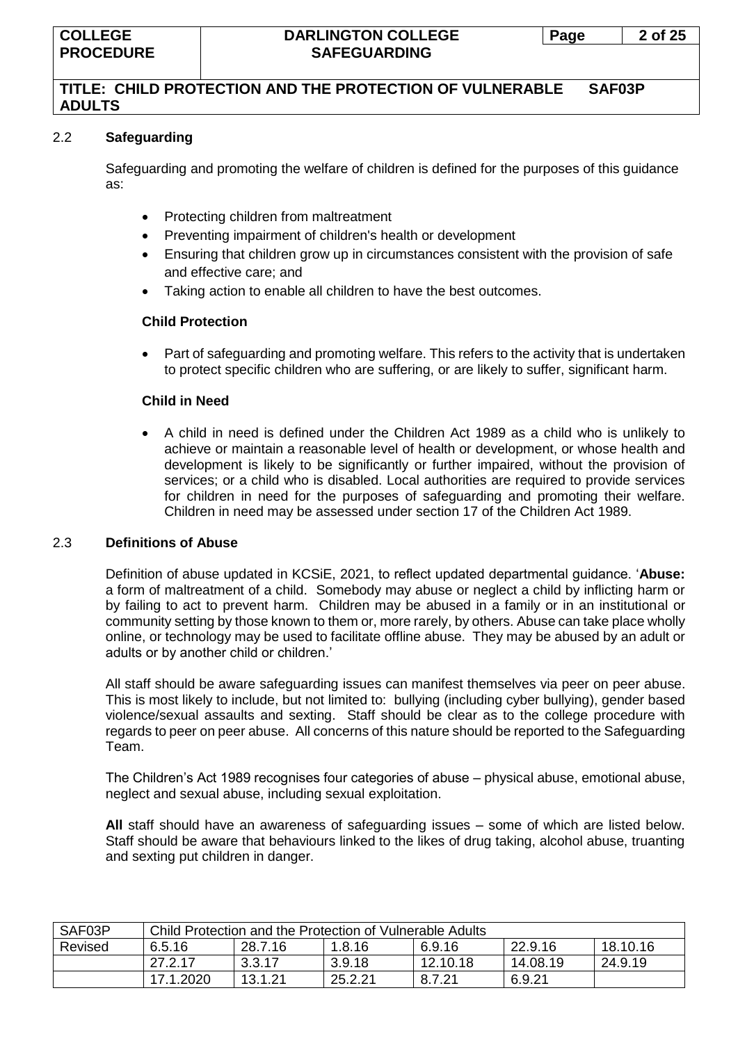## 2.2 **Safeguarding**

Safeguarding and promoting the welfare of children is defined for the purposes of this guidance as:

- Protecting children from maltreatment
- Preventing impairment of children's health or development
- Ensuring that children grow up in circumstances consistent with the provision of safe and effective care; and
- Taking action to enable all children to have the best outcomes.

### Child Protection

- Part of safeguarding and promoting welfare. This refers to the activity that is undertaken to protect specific children who are suffering, or are likely to suffer, significant harm.

### Child in Need

- A child in need is defined under the Children Act 1989 as a child who is unlikely to achieve or maintain a reasonable level of health or development, or whose health and development is likely to be significantly or further impaired, without the provision of services; or a child who is disabled. Local authorities are required to provide services for children in need for the purposes of safeguarding and promoting their welfare. Children in need may be assessed under section 17 of the Children Act 1989.

## 2.3 **Definitions of Abuse**

Definition of abuse updated in KCSiE, 2021, to reflect updated departmental guidance. '**Abuse:** a form of maltreatment of a child. Somebody may abuse or neglect a child by inflicting harm or by failing to act to prevent harm. Children may be abused in a family or in an institutional or community setting by those known to them or, more rarely, by others. Abuse can take place wholly online, or technology may be used to facilitate offline abuse. They may be abused by an adult or adults or by another child or children.'

All staff should be aware safeguarding issues can manifest themselves via peer on peer abuse. This is most likely to include, but not limited to: bullying (including cyber bullying), gender based violence/sexual assaults and sexting. Staff should be clear as to the college procedure with regards to peer on peer abuse. All concerns of this nature should be reported to the Safeguarding Team.

The Children's Act 1989 recognises four categories of abuse – physical abuse, emotional abuse, neglect and sexual abuse, including sexual exploitation.

**All** staff should have an awareness of safeguarding issues – some of which are listed below. Staff should be aware that behaviours linked to the likes of drug taking, alcohol abuse, truanting and sexting put children in danger.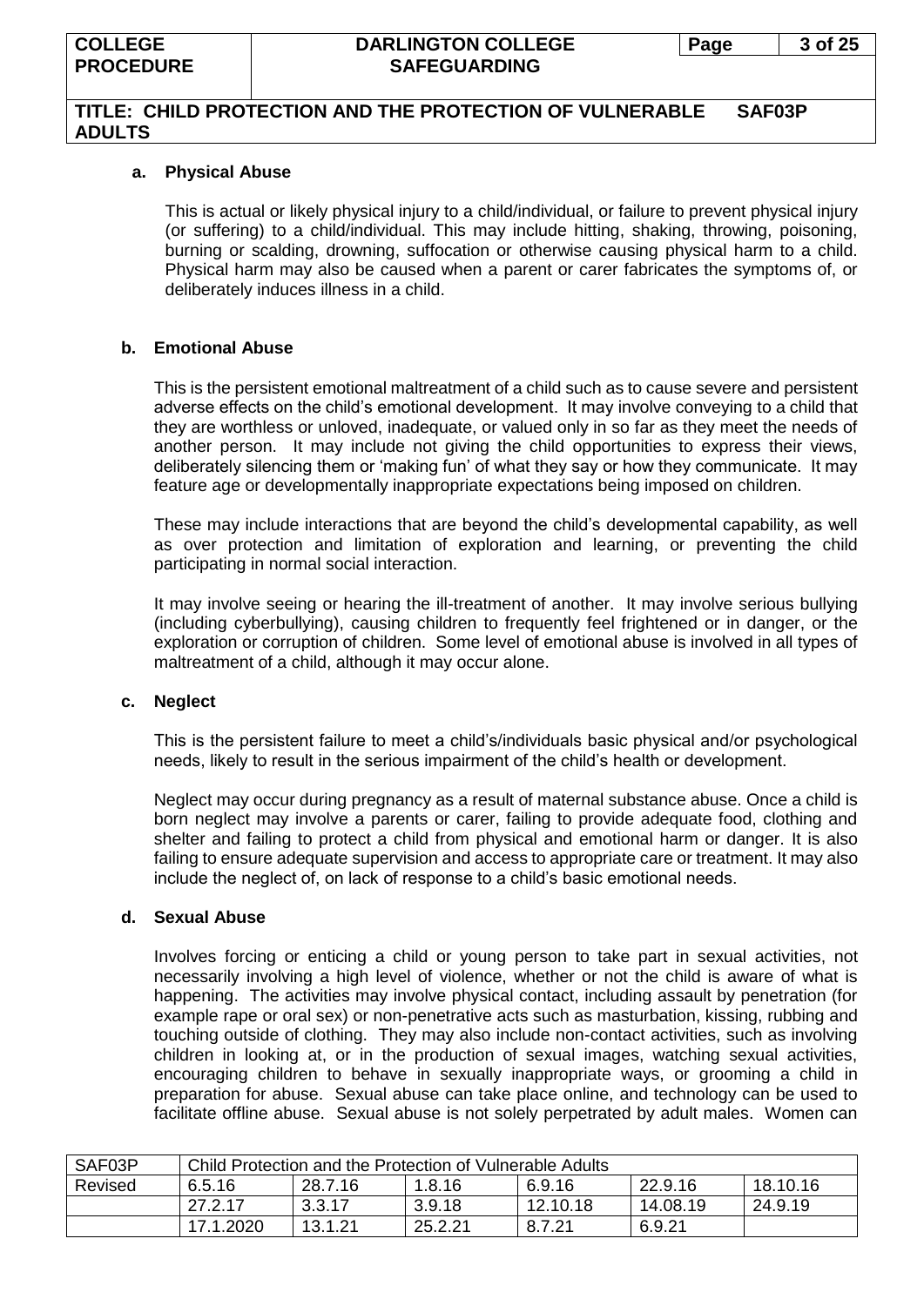### a. Physical Abuse

This is actual or likely physical injury to a child/individual, or failure to prevent physical injury (or suffering) to a child/individual. This may include hitting, shaking, throwing, poisoning, burning or scalding, drowning, suffocation or otherwise causing physical harm to a child. Physical harm may also be caused when a parent or carer fabricates the symptoms of, or deliberately induces illness in a child.

### b. Emotional Abuse

This is the persistent emotional maltreatment of a child such as to cause severe and persistent adverse effects on the child's emotional development. It may involve conveying to a child that they are worthless or unloved, inadequate, or valued only in so far as they meet the needs of another person. It may include not giving the child opportunities to express their views, deliberately silencing them or 'making fun' of what they say or how they communicate. It may feature age or developmentally inappropriate expectations being imposed on children.

These may include interactions that are beyond the child's developmental capability, as well as over protection and limitation of exploration and learning, or preventing the child participating in normal social interaction.

It may involve seeing or hearing the ill-treatment of another. It may involve serious bullying (including cyberbullying), causing children to frequently feel frightened or in danger, or the exploration or corruption of children. Some level of emotional abuse is involved in all types of maltreatment of a child, although it may occur alone.

### c. Neglect

This is the persistent failure to meet a child's/individuals basic physical and/or psychological needs, likely to result in the serious impairment of the child's health or development.

Neglect may occur during pregnancy as a result of maternal substance abuse. Once a child is born neglect may involve a parents or carer, failing to provide adequate food, clothing and shelter and failing to protect a child from physical and emotional harm or danger. It is also failing to ensure adequate supervision and access to appropriate care or treatment. It may also include the neglect of, on lack of response to a child's basic emotional needs.

### d. Sexual Abuse

Involves forcing or enticing a child or young person to take part in sexual activities, not necessarily involving a high level of violence, whether or not the child is aware of what is happening. The activities may involve physical contact, including assault by penetration (for example rape or oral sex) or non-penetrative acts such as masturbation, kissing, rubbing and touching outside of clothing. They may also include non-contact activities, such as involving children in looking at, or in the production of sexual images, watching sexual activities, encouraging children to behave in sexually inappropriate ways, or grooming a child in preparation for abuse. Sexual abuse can take place online, and technology can be used to facilitate offline abuse. Sexual abuse is not solely perpetrated by adult males. Women can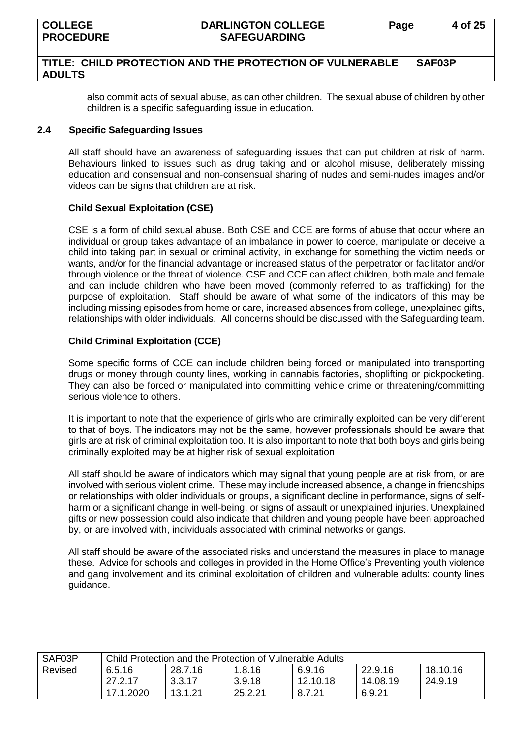also commit acts of sexual abuse, as can other children. The sexual abuse of children by other children is a specific safeguarding issue in education.

## 2.4 Specific Safeguarding Issues

All staff should have an awareness of safeguarding issues that can put children at risk of harm. Behaviours linked to issues such as drug taking and or alcohol misuse, deliberately missing education and consensual and non-consensual sharing of nudes and semi-nudes images and/or videos can be signs that children are at risk.

**Child Sexual Exploitation (CSE)**

CSE is a form of child sexual abuse. Both CSE and CCE are forms of abuse that occur where an individual or group takes advantage of an imbalance in power to coerce, manipulate or deceive a child into taking part in sexual or criminal activity, in exchange for something the victim needs or wants, and/or for the financial advantage or increased status of the perpetrator or facilitator and/or through violence or the threat of violence. CSE and CCE can affect children, both male and female and can include children who have been moved (commonly referred to as trafficking) for the purpose of exploitation. Staff should be aware of what some of the indicators of this may be including missing episodes from home or care, increased absences from college, unexplained gifts, relationships with older individuals. All concerns should be discussed with the Safeguarding team.

**Child Criminal Exploitation (CCE)**

Some specific forms of CCE can include children being forced or manipulated into transporting drugs or money through county lines, working in cannabis factories, shoplifting or pickpocketing. They can also be forced or manipulated into committing vehicle crime or threatening/committing serious violence to others.

It is important to note that the experience of girls who are criminally exploited can be very different to that of boys. The indicators may not be the same, however professionals should be aware that girls are at risk of criminal exploitation too. It is also important to note that both boys and girls being criminally exploited may be at higher risk of sexual exploitation

All staff should be aware of indicators which may signal that young people are at risk from, or are involved with serious violent crime. These may include increased absence, a change in friendships or relationships with older individuals or groups, a significant decline in performance, signs of self-harm or a significant change in well-being, or signs of assault or unexplained injuries. Unexplained gifts or new possession could also indicate that children and young people have been approached by, or are involved with, individuals associated with criminal networks or gangs.

All staff should be aware of the associated risks and understand the measures in place to manage these. Advice for schools and colleges in provided in the Home Office's Preventing youth violence and gang involvement and its criminal exploitation of children and vulnerable adults: county lines guidance.

| SAF03P | Child Protection and the Protection of Vulnerable Adults | | | | | |
|---|---|---|---|---|---|---|
| Revised | 6.5.16 | 28.7.16 | 1.8.16 | 6.9.16 | 22.9.16 | 18.10.16 |
| | 27.2.17 | 3.3.17 | 3.9.18 | 12.10.18 | 14.08.19 | 24.9.19 |
| | 17.1.2020 | 13.1.21 | 25.2.21 | 8.7.21 | 6.9.21 | |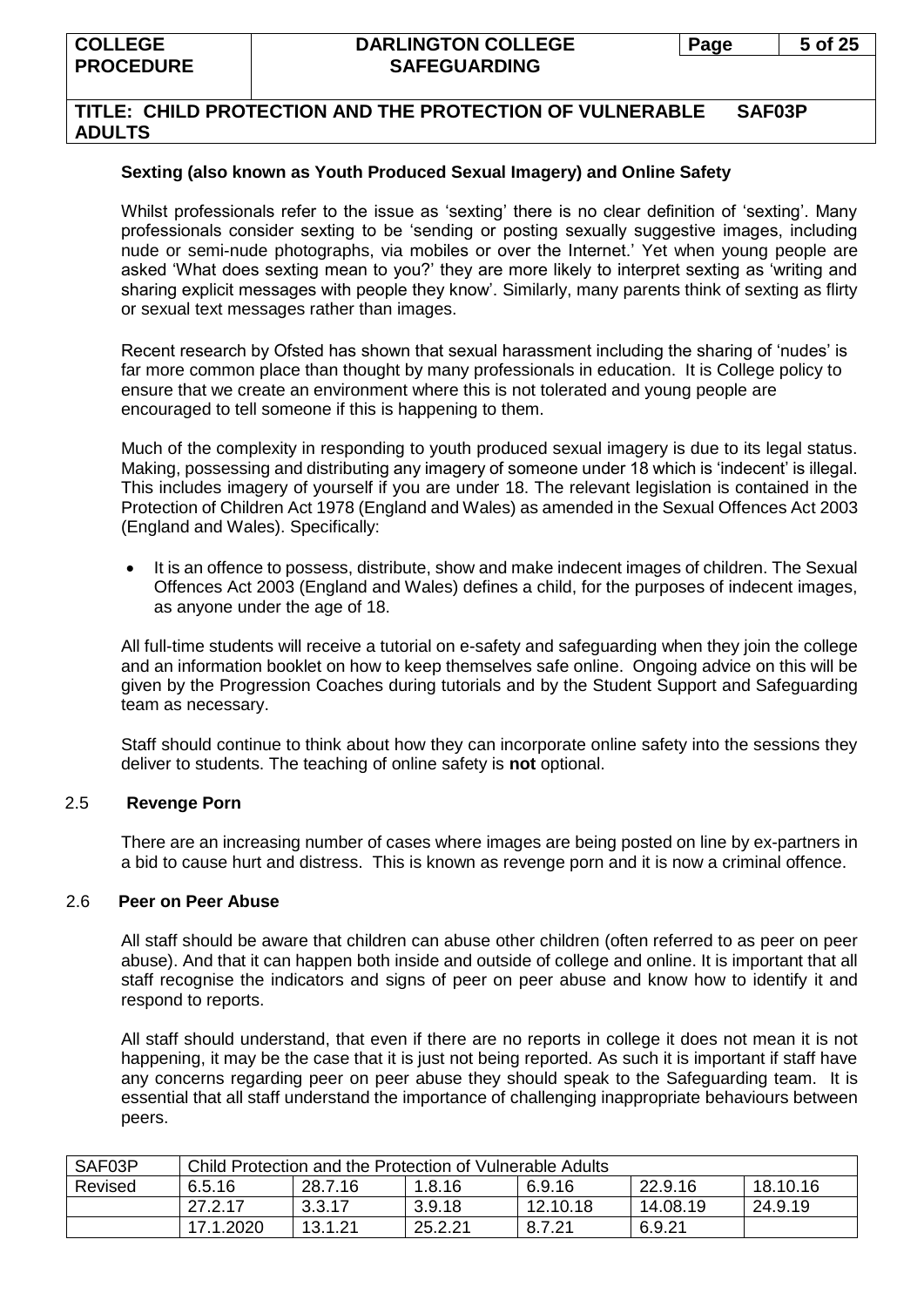**Sexting (also known as Youth Produced Sexual Imagery) and Online Safety**

Whilst professionals refer to the issue as 'sexting' there is no clear definition of 'sexting'. Many professionals consider sexting to be 'sending or posting sexually suggestive images, including nude or semi-nude photographs, via mobiles or over the Internet.' Yet when young people are asked 'What does sexting mean to you?' they are more likely to interpret sexting as 'writing and sharing explicit messages with people they know'. Similarly, many parents think of sexting as flirty or sexual text messages rather than images.

Recent research by Ofsted has shown that sexual harassment including the sharing of 'nudes' is far more common place than thought by many professionals in education. It is College policy to ensure that we create an environment where this is not tolerated and young people are encouraged to tell someone if this is happening to them.

Much of the complexity in responding to youth produced sexual imagery is due to its legal status. Making, possessing and distributing any imagery of someone under 18 which is 'indecent' is illegal. This includes imagery of yourself if you are under 18. The relevant legislation is contained in the Protection of Children Act 1978 (England and Wales) as amended in the Sexual Offences Act 2003 (England and Wales). Specifically:

- It is an offence to possess, distribute, show and make indecent images of children. The Sexual Offences Act 2003 (England and Wales) defines a child, for the purposes of indecent images, as anyone under the age of 18.

All full-time students will receive a tutorial on e-safety and safeguarding when they join the college and an information booklet on how to keep themselves safe online. Ongoing advice on this will be given by the Progression Coaches during tutorials and by the Student Support and Safeguarding team as necessary.

Staff should continue to think about how they can incorporate online safety into the sessions they deliver to students. The teaching of online safety is **not** optional.

### 2.5 Revenge Porn

There are an increasing number of cases where images are being posted on line by ex-partners in a bid to cause hurt and distress. This is known as revenge porn and it is now a criminal offence.

### 2.6 Peer on Peer Abuse

All staff should be aware that children can abuse other children (often referred to as peer on peer abuse). And that it can happen both inside and outside of college and online. It is important that all staff recognise the indicators and signs of peer on peer abuse and know how to identify it and respond to reports.

All staff should understand, that even if there are no reports in college it does not mean it is not happening, it may be the case that it is just not being reported. As such it is important if staff have any concerns regarding peer on peer abuse they should speak to the Safeguarding team. It is essential that all staff understand the importance of challenging inappropriate behaviours between peers.

| SAF03P | Child Protection and the Protection of Vulnerable Adults | | | | | |
|---|---|---|---|---|---|---|
| Revised | 6.5.16 | 28.7.16 | 1.8.16 | 6.9.16 | 22.9.16 | 18.10.16 |
| | 27.2.17 | 3.3.17 | 3.9.18 | 12.10.18 | 14.08.19 | 24.9.19 |
| | 17.1.2020 | 13.1.21 | 25.2.21 | 8.7.21 | 6.9.21 | |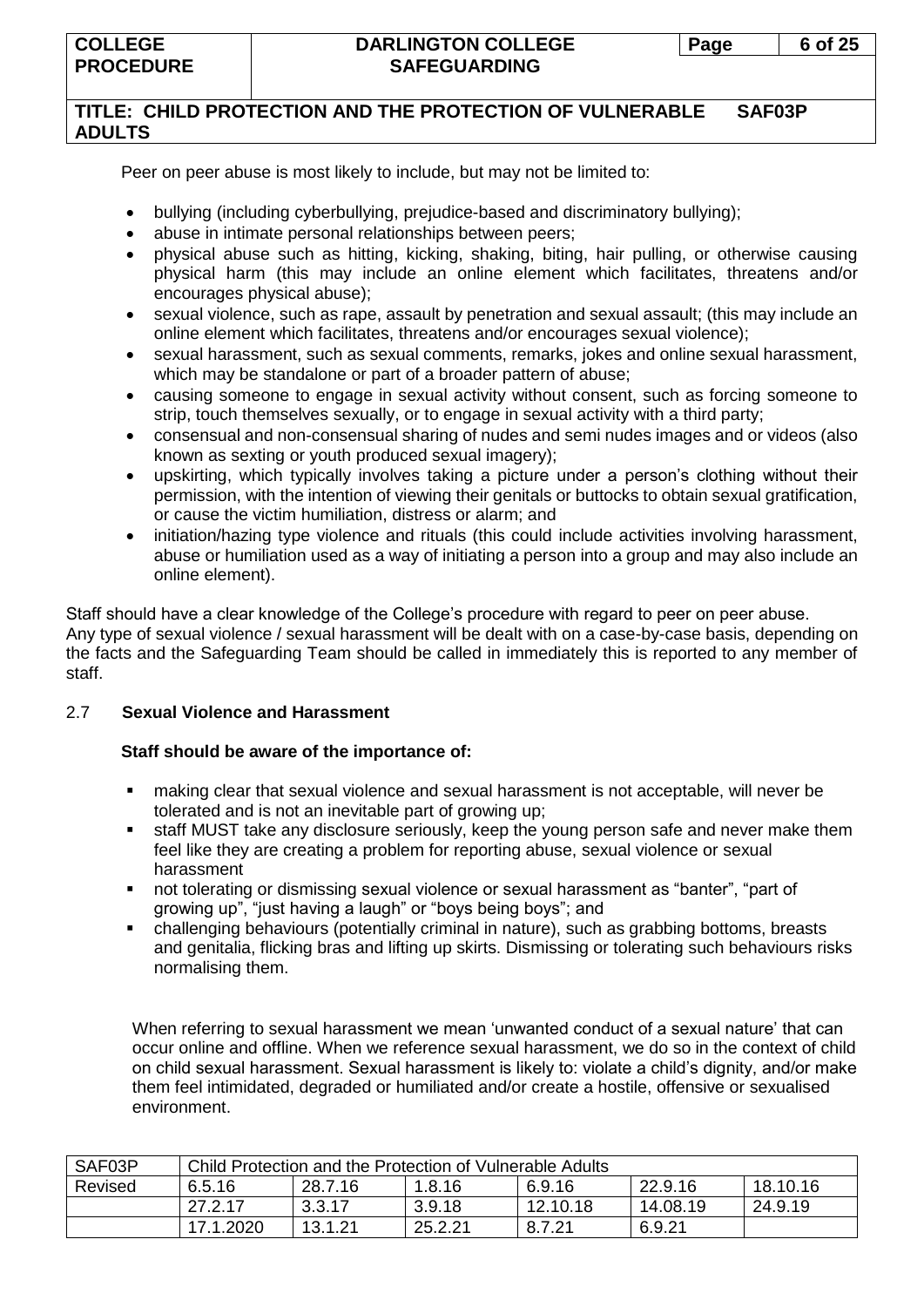Peer on peer abuse is most likely to include, but may not be limited to:

- bullying (including cyberbullying, prejudice-based and discriminatory bullying);
- abuse in intimate personal relationships between peers;
- physical abuse such as hitting, kicking, shaking, biting, hair pulling, or otherwise causing physical harm (this may include an online element which facilitates, threatens and/or encourages physical abuse);
- sexual violence, such as rape, assault by penetration and sexual assault; (this may include an online element which facilitates, threatens and/or encourages sexual violence);
- sexual harassment, such as sexual comments, remarks, jokes and online sexual harassment, which may be standalone or part of a broader pattern of abuse;
- causing someone to engage in sexual activity without consent, such as forcing someone to strip, touch themselves sexually, or to engage in sexual activity with a third party;
- consensual and non-consensual sharing of nudes and semi nudes images and or videos (also known as sexting or youth produced sexual imagery);
- upskirting, which typically involves taking a picture under a person's clothing without their permission, with the intention of viewing their genitals or buttocks to obtain sexual gratification, or cause the victim humiliation, distress or alarm; and
- initiation/hazing type violence and rituals (this could include activities involving harassment, abuse or humiliation used as a way of initiating a person into a group and may also include an online element).

Staff should have a clear knowledge of the College's procedure with regard to peer on peer abuse. Any type of sexual violence / sexual harassment will be dealt with on a case-by-case basis, depending on the facts and the Safeguarding Team should be called in immediately this is reported to any member of staff.

## 2.7 Sexual Violence and Harassment

**Staff should be aware of the importance of:**

- making clear that sexual violence and sexual harassment is not acceptable, will never be tolerated and is not an inevitable part of growing up;
- staff MUST take any disclosure seriously, keep the young person safe and never make them feel like they are creating a problem for reporting abuse, sexual violence or sexual harassment
- not tolerating or dismissing sexual violence or sexual harassment as "banter", "part of growing up", "just having a laugh" or "boys being boys"; and
- challenging behaviours (potentially criminal in nature), such as grabbing bottoms, breasts and genitalia, flicking bras and lifting up skirts. Dismissing or tolerating such behaviours risks normalising them.

When referring to sexual harassment we mean 'unwanted conduct of a sexual nature' that can occur online and offline. When we reference sexual harassment, we do so in the context of child on child sexual harassment. Sexual harassment is likely to: violate a child's dignity, and/or make them feel intimidated, degraded or humiliated and/or create a hostile, offensive or sexualised environment.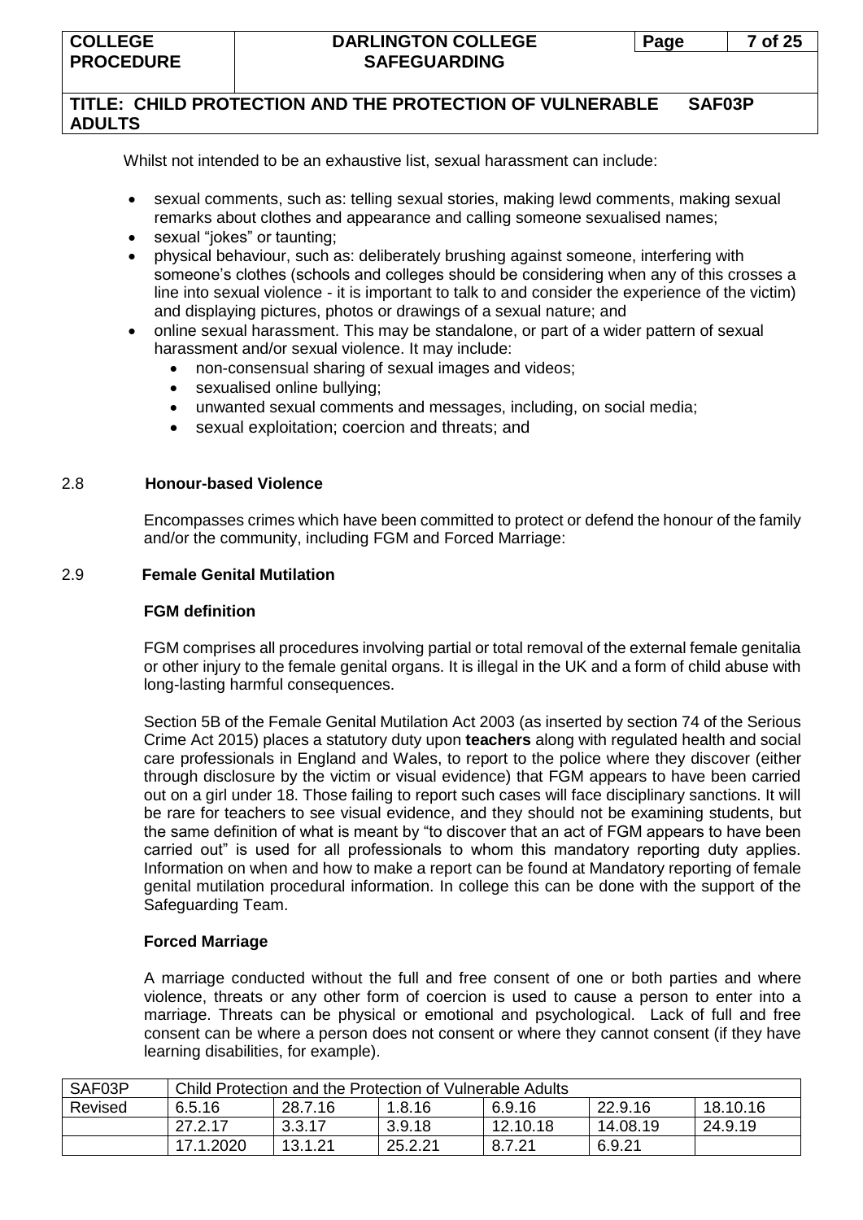Whilst not intended to be an exhaustive list, sexual harassment can include:

- sexual comments, such as: telling sexual stories, making lewd comments, making sexual remarks about clothes and appearance and calling someone sexualised names;
- sexual "jokes" or taunting;
- physical behaviour, such as: deliberately brushing against someone, interfering with someone's clothes (schools and colleges should be considering when any of this crosses a line into sexual violence - it is important to talk to and consider the experience of the victim) and displaying pictures, photos or drawings of a sexual nature; and
- online sexual harassment. This may be standalone, or part of a wider pattern of sexual harassment and/or sexual violence. It may include:
  - non-consensual sharing of sexual images and videos;
  - sexualised online bullying;
  - unwanted sexual comments and messages, including, on social media;
  - sexual exploitation; coercion and threats; and

## 2.8 Honour-based Violence

Encompasses crimes which have been committed to protect or defend the honour of the family and/or the community, including FGM and Forced Marriage:

## 2.9 Female Genital Mutilation

**FGM definition**

FGM comprises all procedures involving partial or total removal of the external female genitalia or other injury to the female genital organs. It is illegal in the UK and a form of child abuse with long-lasting harmful consequences.

Section 5B of the Female Genital Mutilation Act 2003 (as inserted by section 74 of the Serious Crime Act 2015) places a statutory duty upon **teachers** along with regulated health and social care professionals in England and Wales, to report to the police where they discover (either through disclosure by the victim or visual evidence) that FGM appears to have been carried out on a girl under 18. Those failing to report such cases will face disciplinary sanctions. It will be rare for teachers to see visual evidence, and they should not be examining students, but the same definition of what is meant by "to discover that an act of FGM appears to have been carried out" is used for all professionals to whom this mandatory reporting duty applies. Information on when and how to make a report can be found at Mandatory reporting of female genital mutilation procedural information. In college this can be done with the support of the Safeguarding Team.

**Forced Marriage**

A marriage conducted without the full and free consent of one or both parties and where violence, threats or any other form of coercion is used to cause a person to enter into a marriage. Threats can be physical or emotional and psychological. Lack of full and free consent can be where a person does not consent or where they cannot consent (if they have learning disabilities, for example).

| SAF03P | Child Protection and the Protection of Vulnerable Adults | | | | | |
|---|---|---|---|---|---|---|
| Revised | 6.5.16 | 28.7.16 | 1.8.16 | 6.9.16 | 22.9.16 | 18.10.16 |
| | 27.2.17 | 3.3.17 | 3.9.18 | 12.10.18 | 14.08.19 | 24.9.19 |
| | 17.1.2020 | 13.1.21 | 25.2.21 | 8.7.21 | 6.9.21 | |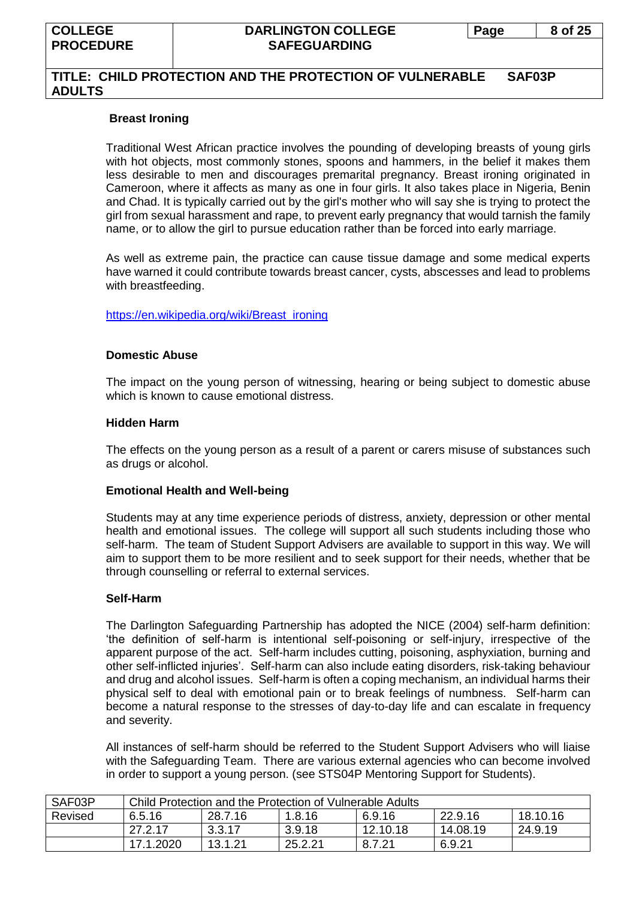**Breast Ironing**

Traditional West African practice involves the pounding of developing breasts of young girls with hot objects, most commonly stones, spoons and hammers, in the belief it makes them less desirable to men and discourages premarital pregnancy. Breast ironing originated in Cameroon, where it affects as many as one in four girls. It also takes place in Nigeria, Benin and Chad. It is typically carried out by the girl's mother who will say she is trying to protect the girl from sexual harassment and rape, to prevent early pregnancy that would tarnish the family name, or to allow the girl to pursue education rather than be forced into early marriage.

As well as extreme pain, the practice can cause tissue damage and some medical experts have warned it could contribute towards breast cancer, cysts, abscesses and lead to problems with breastfeeding.

https://en.wikipedia.org/wiki/Breast_ironing

**Domestic Abuse**

The impact on the young person of witnessing, hearing or being subject to domestic abuse which is known to cause emotional distress.

**Hidden Harm**

The effects on the young person as a result of a parent or carers misuse of substances such as drugs or alcohol.

**Emotional Health and Well-being**

Students may at any time experience periods of distress, anxiety, depression or other mental health and emotional issues. The college will support all such students including those who self-harm. The team of Student Support Advisers are available to support in this way. We will aim to support them to be more resilient and to seek support for their needs, whether that be through counselling or referral to external services.

**Self-Harm**

The Darlington Safeguarding Partnership has adopted the NICE (2004) self-harm definition: 'the definition of self-harm is intentional self-poisoning or self-injury, irrespective of the apparent purpose of the act. Self-harm includes cutting, poisoning, asphyxiation, burning and other self-inflicted injuries'. Self-harm can also include eating disorders, risk-taking behaviour and drug and alcohol issues. Self-harm is often a coping mechanism, an individual harms their physical self to deal with emotional pain or to break feelings of numbness. Self-harm can become a natural response to the stresses of day-to-day life and can escalate in frequency and severity.

All instances of self-harm should be referred to the Student Support Advisers who will liaise with the Safeguarding Team. There are various external agencies who can become involved in order to support a young person. (see STS04P Mentoring Support for Students).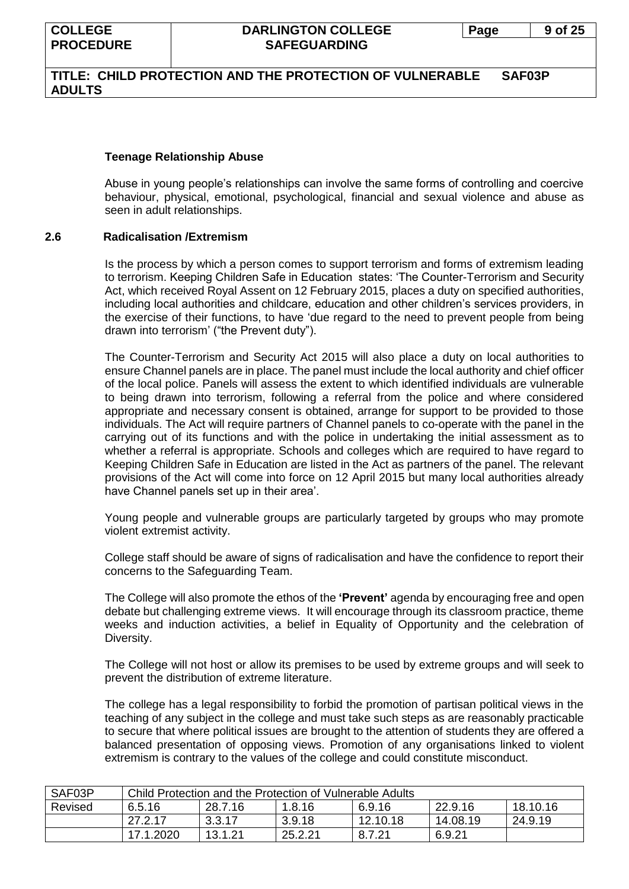### Teenage Relationship Abuse

Abuse in young people's relationships can involve the same forms of controlling and coercive behaviour, physical, emotional, psychological, financial and sexual violence and abuse as seen in adult relationships.

## 2.6 Radicalisation /Extremism

Is the process by which a person comes to support terrorism and forms of extremism leading to terrorism. Keeping Children Safe in Education states: 'The Counter-Terrorism and Security Act, which received Royal Assent on 12 February 2015, places a duty on specified authorities, including local authorities and childcare, education and other children's services providers, in the exercise of their functions, to have 'due regard to the need to prevent people from being drawn into terrorism' ("the Prevent duty").

The Counter-Terrorism and Security Act 2015 will also place a duty on local authorities to ensure Channel panels are in place. The panel must include the local authority and chief officer of the local police. Panels will assess the extent to which identified individuals are vulnerable to being drawn into terrorism, following a referral from the police and where considered appropriate and necessary consent is obtained, arrange for support to be provided to those individuals. The Act will require partners of Channel panels to co-operate with the panel in the carrying out of its functions and with the police in undertaking the initial assessment as to whether a referral is appropriate. Schools and colleges which are required to have regard to Keeping Children Safe in Education are listed in the Act as partners of the panel. The relevant provisions of the Act will come into force on 12 April 2015 but many local authorities already have Channel panels set up in their area'.

Young people and vulnerable groups are particularly targeted by groups who may promote violent extremist activity.

College staff should be aware of signs of radicalisation and have the confidence to report their concerns to the Safeguarding Team.

The College will also promote the ethos of the **'Prevent'** agenda by encouraging free and open debate but challenging extreme views. It will encourage through its classroom practice, theme weeks and induction activities, a belief in Equality of Opportunity and the celebration of Diversity.

The College will not host or allow its premises to be used by extreme groups and will seek to prevent the distribution of extreme literature.

The college has a legal responsibility to forbid the promotion of partisan political views in the teaching of any subject in the college and must take such steps as are reasonably practicable to secure that where political issues are brought to the attention of students they are offered a balanced presentation of opposing views. Promotion of any organisations linked to violent extremism is contrary to the values of the college and could constitute misconduct.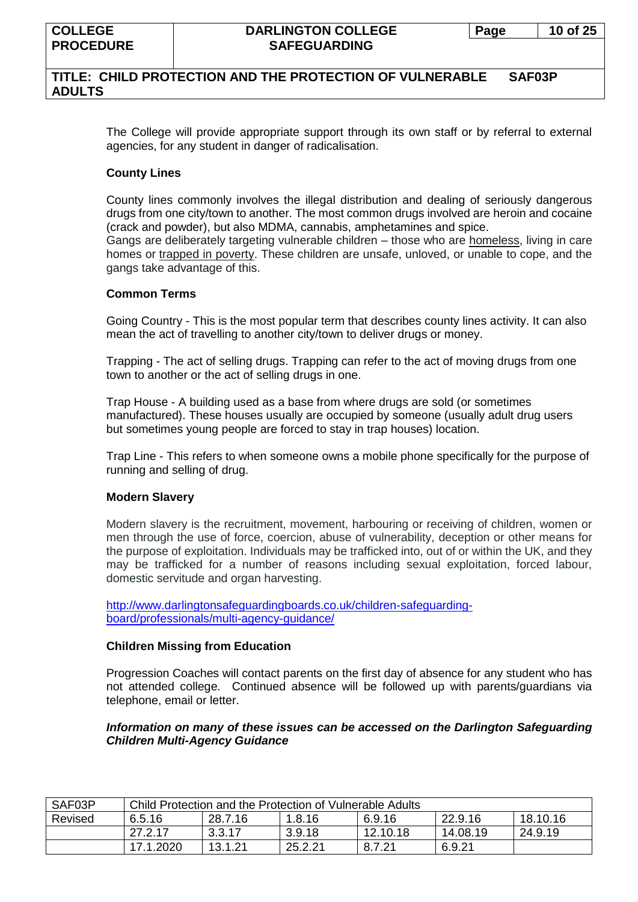The College will provide appropriate support through its own staff or by referral to external agencies, for any student in danger of radicalisation.

**County Lines**

County lines commonly involves the illegal distribution and dealing of seriously dangerous drugs from one city/town to another. The most common drugs involved are heroin and cocaine (crack and powder), but also MDMA, cannabis, amphetamines and spice.
Gangs are deliberately targeting vulnerable children – those who are homeless, living in care homes or trapped in poverty. These children are unsafe, unloved, or unable to cope, and the gangs take advantage of this.

**Common Terms**

Going Country - This is the most popular term that describes county lines activity. It can also mean the act of travelling to another city/town to deliver drugs or money.

Trapping - The act of selling drugs. Trapping can refer to the act of moving drugs from one town to another or the act of selling drugs in one.

Trap House - A building used as a base from where drugs are sold (or sometimes manufactured). These houses usually are occupied by someone (usually adult drug users but sometimes young people are forced to stay in trap houses) location.

Trap Line - This refers to when someone owns a mobile phone specifically for the purpose of running and selling of drug.

**Modern Slavery**

Modern slavery is the recruitment, movement, harbouring or receiving of children, women or men through the use of force, coercion, abuse of vulnerability, deception or other means for the purpose of exploitation. Individuals may be trafficked into, out of or within the UK, and they may be trafficked for a number of reasons including sexual exploitation, forced labour, domestic servitude and organ harvesting.

http://www.darlingtonsafeguardingboards.co.uk/children-safeguarding-board/professionals/multi-agency-guidance/

**Children Missing from Education**

Progression Coaches will contact parents on the first day of absence for any student who has not attended college. Continued absence will be followed up with parents/guardians via telephone, email or letter.

***Information on many of these issues can be accessed on the Darlington Safeguarding Children Multi-Agency Guidance***

| SAF03P | Child Protection and the Protection of Vulnerable Adults | | | | | |
|---|---|---|---|---|---|---|
| Revised | 6.5.16 | 28.7.16 | 1.8.16 | 6.9.16 | 22.9.16 | 18.10.16 |
| | 27.2.17 | 3.3.17 | 3.9.18 | 12.10.18 | 14.08.19 | 24.9.19 |
| | 17.1.2020 | 13.1.21 | 25.2.21 | 8.7.21 | 6.9.21 | |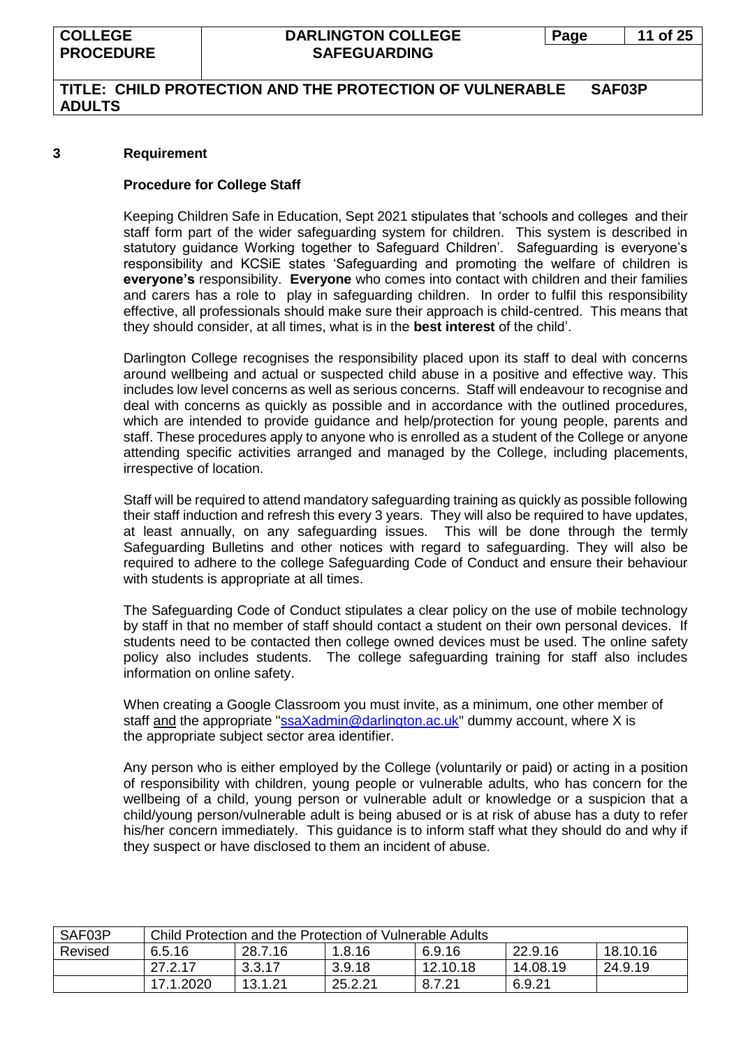## 3 Requirement

### Procedure for College Staff

Keeping Children Safe in Education, Sept 2021 stipulates that 'schools and colleges and their staff form part of the wider safeguarding system for children. This system is described in statutory guidance Working together to Safeguard Children'. Safeguarding is everyone's responsibility and KCSiE states 'Safeguarding and promoting the welfare of children is **everyone's** responsibility. **Everyone** who comes into contact with children and their families and carers has a role to play in safeguarding children. In order to fulfil this responsibility effective, all professionals should make sure their approach is child-centred. This means that they should consider, at all times, what is in the **best interest** of the child'.

Darlington College recognises the responsibility placed upon its staff to deal with concerns around wellbeing and actual or suspected child abuse in a positive and effective way. This includes low level concerns as well as serious concerns. Staff will endeavour to recognise and deal with concerns as quickly as possible and in accordance with the outlined procedures, which are intended to provide guidance and help/protection for young people, parents and staff. These procedures apply to anyone who is enrolled as a student of the College or anyone attending specific activities arranged and managed by the College, including placements, irrespective of location.

Staff will be required to attend mandatory safeguarding training as quickly as possible following their staff induction and refresh this every 3 years. They will also be required to have updates, at least annually, on any safeguarding issues. This will be done through the termly Safeguarding Bulletins and other notices with regard to safeguarding. They will also be required to adhere to the college Safeguarding Code of Conduct and ensure their behaviour with students is appropriate at all times.

The Safeguarding Code of Conduct stipulates a clear policy on the use of mobile technology by staff in that no member of staff should contact a student on their own personal devices. If students need to be contacted then college owned devices must be used. The online safety policy also includes students. The college safeguarding training for staff also includes information on online safety.

When creating a Google Classroom you must invite, as a minimum, one other member of staff <u>and</u> the appropriate "ssaXadmin@darlington.ac.uk" dummy account, where X is the appropriate subject sector area identifier.

Any person who is either employed by the College (voluntarily or paid) or acting in a position of responsibility with children, young people or vulnerable adults, who has concern for the wellbeing of a child, young person or vulnerable adult or knowledge or a suspicion that a child/young person/vulnerable adult is being abused or is at risk of abuse has a duty to refer his/her concern immediately. This guidance is to inform staff what they should do and why if they suspect or have disclosed to them an incident of abuse.

| SAF03P | Child Protection and the Protection of Vulnerable Adults | | | | | |
|---|---|---|---|---|---|---|
| Revised | 6.5.16 | 28.7.16 | 1.8.16 | 6.9.16 | 22.9.16 | 18.10.16 |
| | 27.2.17 | 3.3.17 | 3.9.18 | 12.10.18 | 14.08.19 | 24.9.19 |
| | 17.1.2020 | 13.1.21 | 25.2.21 | 8.7.21 | 6.9.21 | |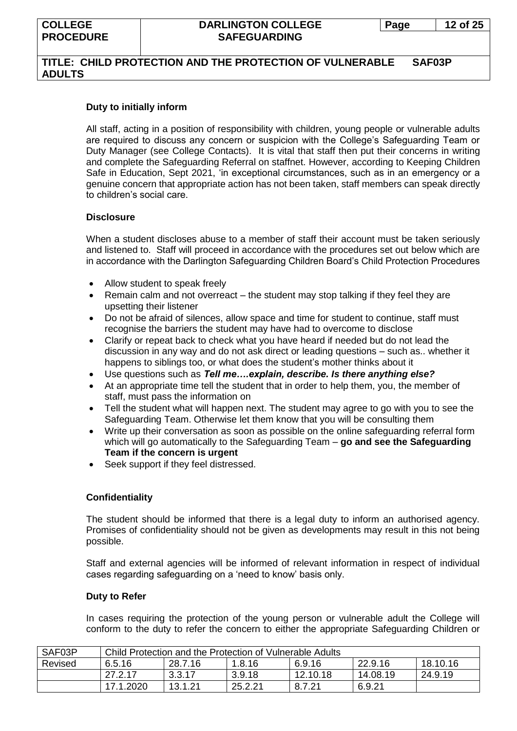**Duty to initially inform**

All staff, acting in a position of responsibility with children, young people or vulnerable adults are required to discuss any concern or suspicion with the College's Safeguarding Team or Duty Manager (see College Contacts). It is vital that staff then put their concerns in writing and complete the Safeguarding Referral on staffnet. However, according to Keeping Children Safe in Education, Sept 2021, 'in exceptional circumstances, such as in an emergency or a genuine concern that appropriate action has not been taken, staff members can speak directly to children's social care.

**Disclosure**

When a student discloses abuse to a member of staff their account must be taken seriously and listened to. Staff will proceed in accordance with the procedures set out below which are in accordance with the Darlington Safeguarding Children Board's Child Protection Procedures

- Allow student to speak freely
- Remain calm and not overreact – the student may stop talking if they feel they are upsetting their listener
- Do not be afraid of silences, allow space and time for student to continue, staff must recognise the barriers the student may have had to overcome to disclose
- Clarify or repeat back to check what you have heard if needed but do not lead the discussion in any way and do not ask direct or leading questions – such as.. whether it happens to siblings too, or what does the student's mother thinks about it
- Use questions such as ***Tell me….explain, describe. Is there anything else?***
- At an appropriate time tell the student that in order to help them, you, the member of staff, must pass the information on
- Tell the student what will happen next. The student may agree to go with you to see the Safeguarding Team. Otherwise let them know that you will be consulting them
- Write up their conversation as soon as possible on the online safeguarding referral form which will go automatically to the Safeguarding Team – **go and see the Safeguarding Team if the concern is urgent**
- Seek support if they feel distressed.

**Confidentiality**

The student should be informed that there is a legal duty to inform an authorised agency. Promises of confidentiality should not be given as developments may result in this not being possible.

Staff and external agencies will be informed of relevant information in respect of individual cases regarding safeguarding on a 'need to know' basis only.

**Duty to Refer**

In cases requiring the protection of the young person or vulnerable adult the College will conform to the duty to refer the concern to either the appropriate Safeguarding Children or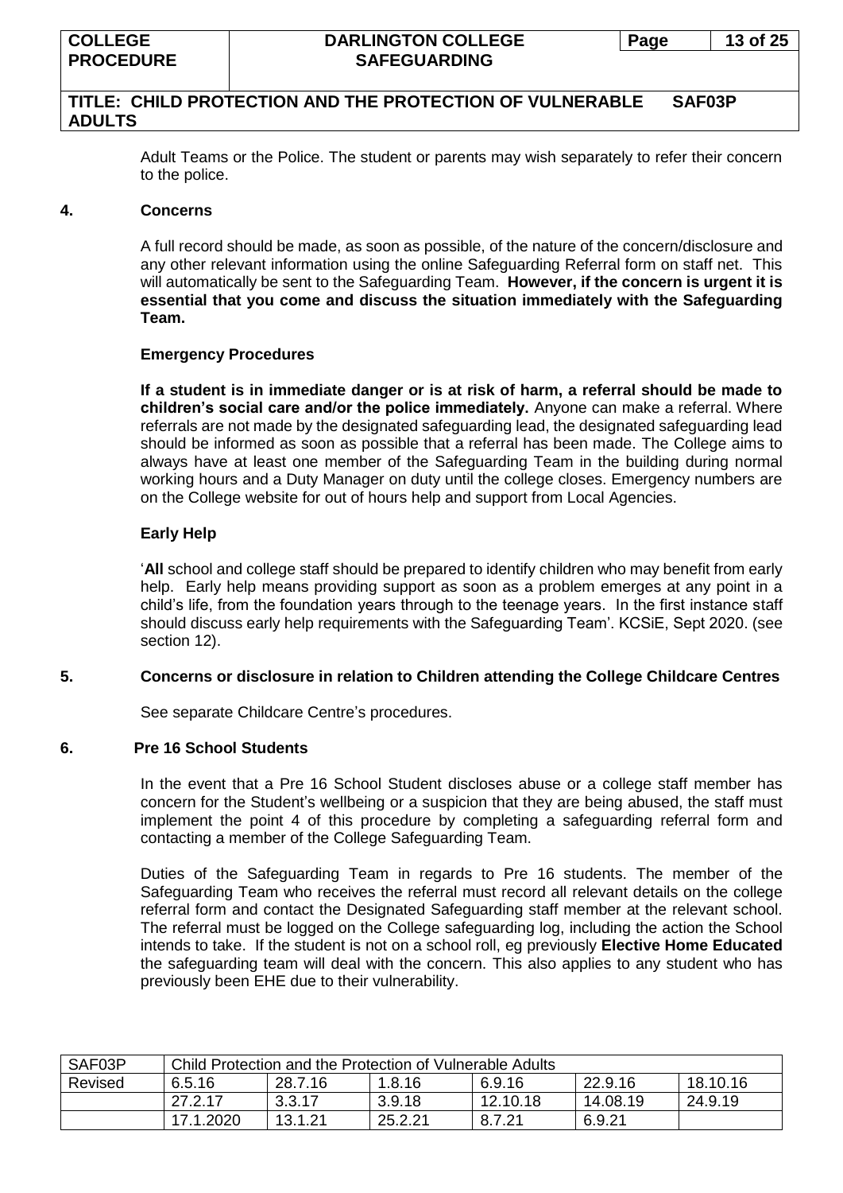Adult Teams or the Police. The student or parents may wish separately to refer their concern to the police.

## 4. Concerns

A full record should be made, as soon as possible, of the nature of the concern/disclosure and any other relevant information using the online Safeguarding Referral form on staff net. This will automatically be sent to the Safeguarding Team. **However, if the concern is urgent it is essential that you come and discuss the situation immediately with the Safeguarding Team.**

### Emergency Procedures

**If a student is in immediate danger or is at risk of harm, a referral should be made to children's social care and/or the police immediately.** Anyone can make a referral. Where referrals are not made by the designated safeguarding lead, the designated safeguarding lead should be informed as soon as possible that a referral has been made. The College aims to always have at least one member of the Safeguarding Team in the building during normal working hours and a Duty Manager on duty until the college closes. Emergency numbers are on the College website for out of hours help and support from Local Agencies.

### Early Help

'**All** school and college staff should be prepared to identify children who may benefit from early help. Early help means providing support as soon as a problem emerges at any point in a child's life, from the foundation years through to the teenage years. In the first instance staff should discuss early help requirements with the Safeguarding Team'. KCSiE, Sept 2020. (see section 12).

## 5. Concerns or disclosure in relation to Children attending the College Childcare Centres

See separate Childcare Centre's procedures.

## 6. Pre 16 School Students

In the event that a Pre 16 School Student discloses abuse or a college staff member has concern for the Student's wellbeing or a suspicion that they are being abused, the staff must implement the point 4 of this procedure by completing a safeguarding referral form and contacting a member of the College Safeguarding Team.

Duties of the Safeguarding Team in regards to Pre 16 students. The member of the Safeguarding Team who receives the referral must record all relevant details on the college referral form and contact the Designated Safeguarding staff member at the relevant school. The referral must be logged on the College safeguarding log, including the action the School intends to take. If the student is not on a school roll, eg previously **Elective Home Educated** the safeguarding team will deal with the concern. This also applies to any student who has previously been EHE due to their vulnerability.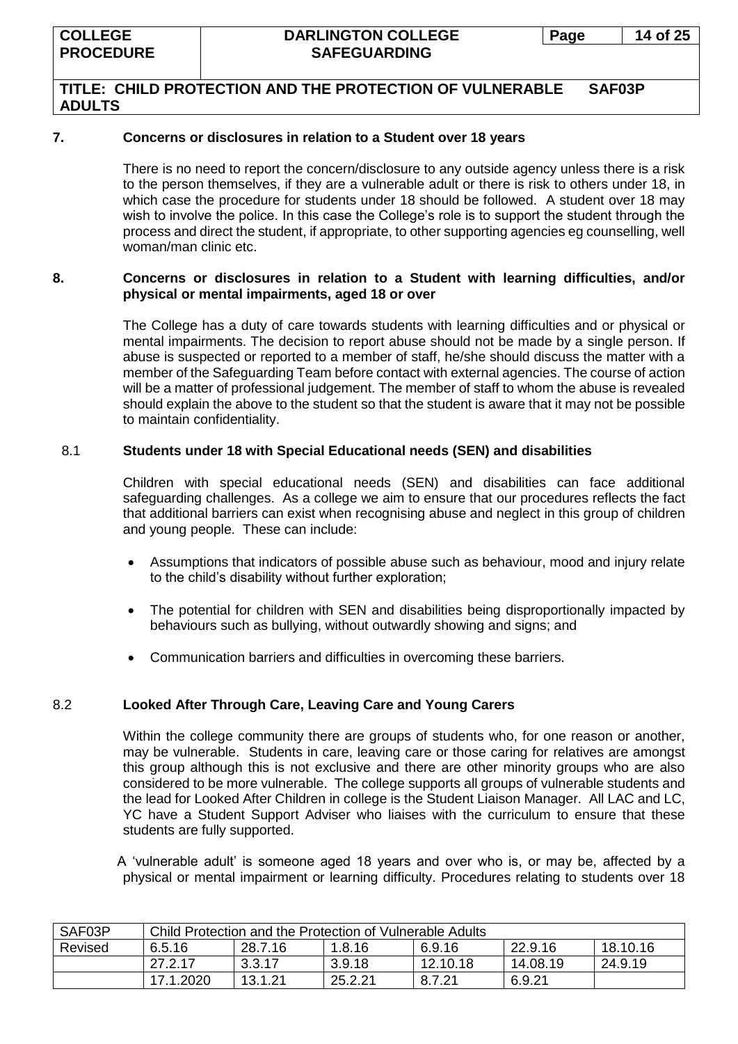## 7. Concerns or disclosures in relation to a Student over 18 years

There is no need to report the concern/disclosure to any outside agency unless there is a risk to the person themselves, if they are a vulnerable adult or there is risk to others under 18, in which case the procedure for students under 18 should be followed. A student over 18 may wish to involve the police. In this case the College's role is to support the student through the process and direct the student, if appropriate, to other supporting agencies eg counselling, well woman/man clinic etc.

## 8. Concerns or disclosures in relation to a Student with learning difficulties, and/or physical or mental impairments, aged 18 or over

The College has a duty of care towards students with learning difficulties and or physical or mental impairments. The decision to report abuse should not be made by a single person. If abuse is suspected or reported to a member of staff, he/she should discuss the matter with a member of the Safeguarding Team before contact with external agencies. The course of action will be a matter of professional judgement. The member of staff to whom the abuse is revealed should explain the above to the student so that the student is aware that it may not be possible to maintain confidentiality.

### 8.1 Students under 18 with Special Educational needs (SEN) and disabilities

Children with special educational needs (SEN) and disabilities can face additional safeguarding challenges. As a college we aim to ensure that our procedures reflects the fact that additional barriers can exist when recognising abuse and neglect in this group of children and young people. These can include:

- Assumptions that indicators of possible abuse such as behaviour, mood and injury relate to the child's disability without further exploration;
- The potential for children with SEN and disabilities being disproportionally impacted by behaviours such as bullying, without outwardly showing and signs; and
- Communication barriers and difficulties in overcoming these barriers.

### 8.2 Looked After Through Care, Leaving Care and Young Carers

Within the college community there are groups of students who, for one reason or another, may be vulnerable. Students in care, leaving care or those caring for relatives are amongst this group although this is not exclusive and there are other minority groups who are also considered to be more vulnerable. The college supports all groups of vulnerable students and the lead for Looked After Children in college is the Student Liaison Manager. All LAC and LC, YC have a Student Support Adviser who liaises with the curriculum to ensure that these students are fully supported.

A 'vulnerable adult' is someone aged 18 years and over who is, or may be, affected by a physical or mental impairment or learning difficulty. Procedures relating to students over 18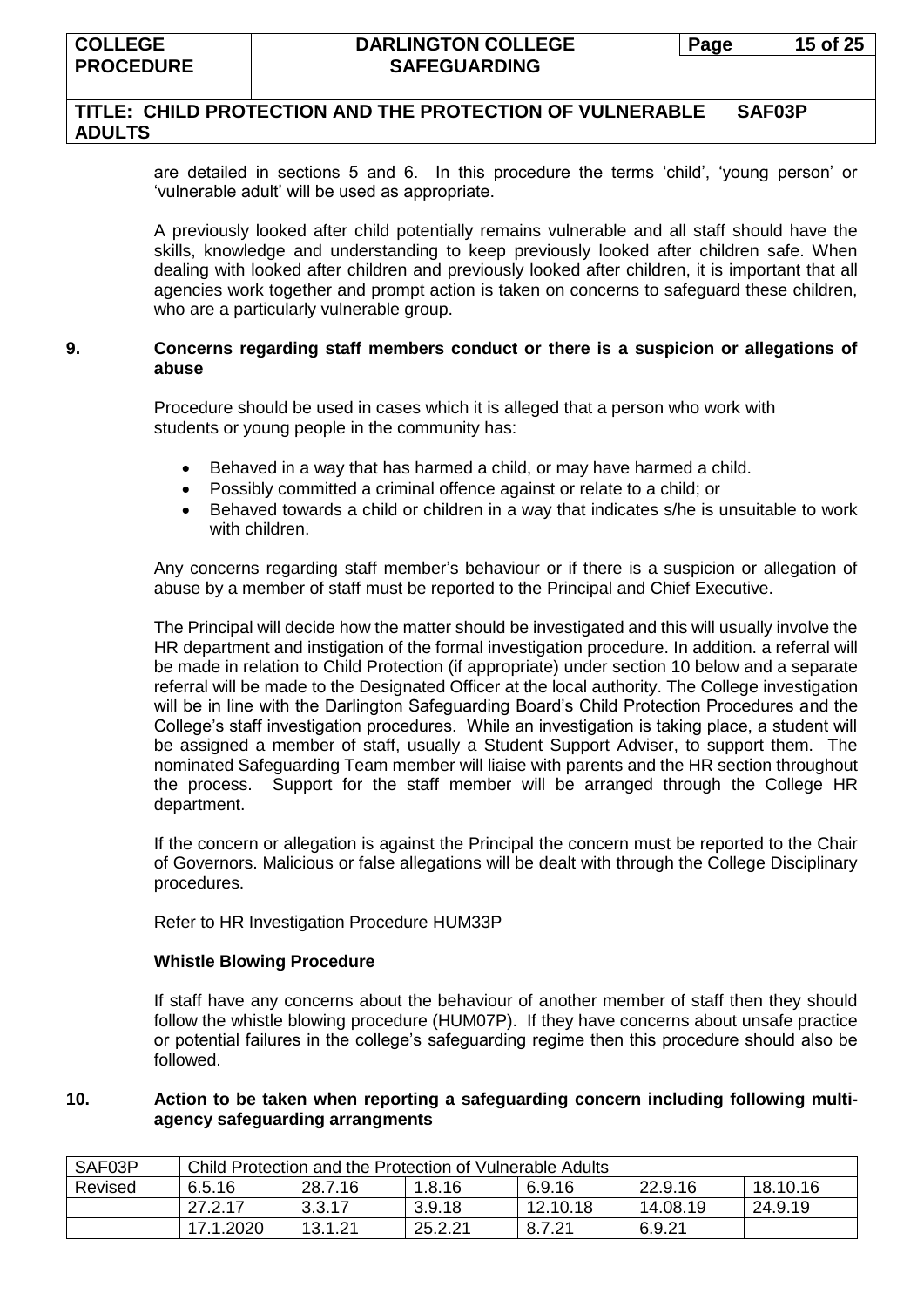are detailed in sections 5 and 6. In this procedure the terms 'child', 'young person' or 'vulnerable adult' will be used as appropriate.

A previously looked after child potentially remains vulnerable and all staff should have the skills, knowledge and understanding to keep previously looked after children safe. When dealing with looked after children and previously looked after children, it is important that all agencies work together and prompt action is taken on concerns to safeguard these children, who are a particularly vulnerable group.

## 9. Concerns regarding staff members conduct or there is a suspicion or allegations of abuse

Procedure should be used in cases which it is alleged that a person who work with students or young people in the community has:

- Behaved in a way that has harmed a child, or may have harmed a child.
- Possibly committed a criminal offence against or relate to a child; or
- Behaved towards a child or children in a way that indicates s/he is unsuitable to work with children.

Any concerns regarding staff member's behaviour or if there is a suspicion or allegation of abuse by a member of staff must be reported to the Principal and Chief Executive.

The Principal will decide how the matter should be investigated and this will usually involve the HR department and instigation of the formal investigation procedure. In addition. a referral will be made in relation to Child Protection (if appropriate) under section 10 below and a separate referral will be made to the Designated Officer at the local authority. The College investigation will be in line with the Darlington Safeguarding Board's Child Protection Procedures and the College's staff investigation procedures. While an investigation is taking place, a student will be assigned a member of staff, usually a Student Support Adviser, to support them. The nominated Safeguarding Team member will liaise with parents and the HR section throughout the process. Support for the staff member will be arranged through the College HR department.

If the concern or allegation is against the Principal the concern must be reported to the Chair of Governors. Malicious or false allegations will be dealt with through the College Disciplinary procedures.

Refer to HR Investigation Procedure HUM33P

**Whistle Blowing Procedure**

If staff have any concerns about the behaviour of another member of staff then they should follow the whistle blowing procedure (HUM07P). If they have concerns about unsafe practice or potential failures in the college's safeguarding regime then this procedure should also be followed.

## 10. Action to be taken when reporting a safeguarding concern including following multi-agency safeguarding arrangments

| SAF03P | Child Protection and the Protection of Vulnerable Adults | | | | | |
|---|---|---|---|---|---|---|
| Revised | 6.5.16 | 28.7.16 | 1.8.16 | 6.9.16 | 22.9.16 | 18.10.16 |
| | 27.2.17 | 3.3.17 | 3.9.18 | 12.10.18 | 14.08.19 | 24.9.19 |
| | 17.1.2020 | 13.1.21 | 25.2.21 | 8.7.21 | 6.9.21 | |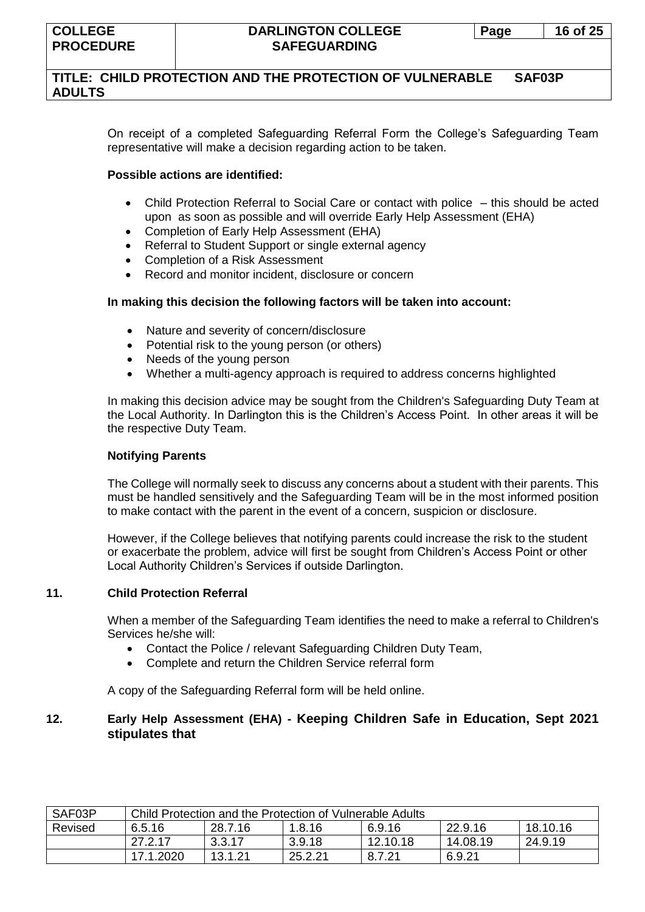On receipt of a completed Safeguarding Referral Form the College's Safeguarding Team representative will make a decision regarding action to be taken.

**Possible actions are identified:**

- Child Protection Referral to Social Care or contact with police – this should be acted upon as soon as possible and will override Early Help Assessment (EHA)
- Completion of Early Help Assessment (EHA)
- Referral to Student Support or single external agency
- Completion of a Risk Assessment
- Record and monitor incident, disclosure or concern

**In making this decision the following factors will be taken into account:**

- Nature and severity of concern/disclosure
- Potential risk to the young person (or others)
- Needs of the young person
- Whether a multi-agency approach is required to address concerns highlighted

In making this decision advice may be sought from the Children's Safeguarding Duty Team at the Local Authority. In Darlington this is the Children's Access Point. In other areas it will be the respective Duty Team.

**Notifying Parents**

The College will normally seek to discuss any concerns about a student with their parents. This must be handled sensitively and the Safeguarding Team will be in the most informed position to make contact with the parent in the event of a concern, suspicion or disclosure.

However, if the College believes that notifying parents could increase the risk to the student or exacerbate the problem, advice will first be sought from Children's Access Point or other Local Authority Children's Services if outside Darlington.

## 11. Child Protection Referral

When a member of the Safeguarding Team identifies the need to make a referral to Children's Services he/she will:

- Contact the Police / relevant Safeguarding Children Duty Team,
- Complete and return the Children Service referral form

A copy of the Safeguarding Referral form will be held online.

## 12. Early Help Assessment (EHA) - Keeping Children Safe in Education, Sept 2021 stipulates that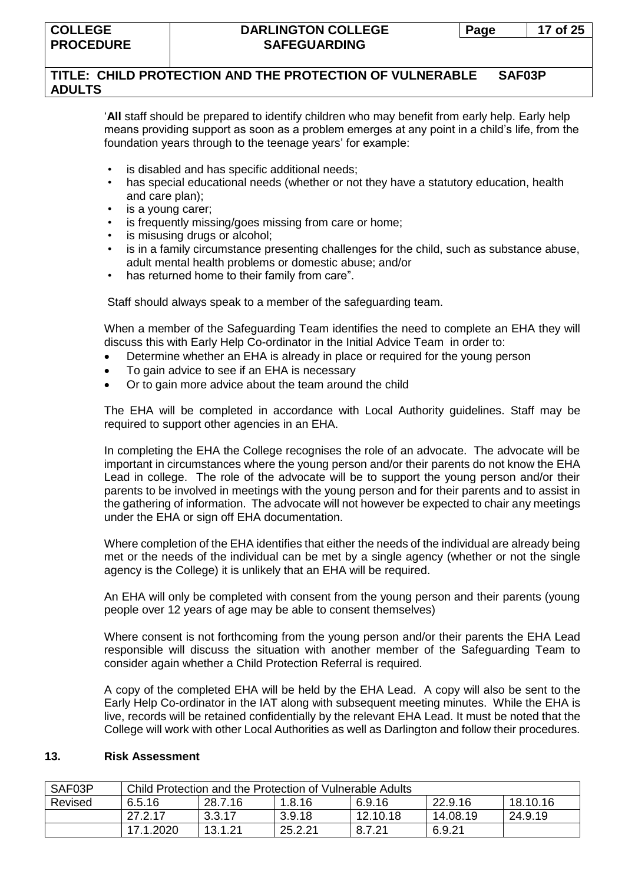'**All** staff should be prepared to identify children who may benefit from early help. Early help means providing support as soon as a problem emerges at any point in a child's life, from the foundation years through to the teenage years' for example:

- is disabled and has specific additional needs;
- has special educational needs (whether or not they have a statutory education, health and care plan);
- is a young carer;
- is frequently missing/goes missing from care or home;
- is misusing drugs or alcohol;
- is in a family circumstance presenting challenges for the child, such as substance abuse, adult mental health problems or domestic abuse; and/or
- has returned home to their family from care".

Staff should always speak to a member of the safeguarding team.

When a member of the Safeguarding Team identifies the need to complete an EHA they will discuss this with Early Help Co-ordinator in the Initial Advice Team in order to:

- Determine whether an EHA is already in place or required for the young person
- To gain advice to see if an EHA is necessary
- Or to gain more advice about the team around the child

The EHA will be completed in accordance with Local Authority guidelines. Staff may be required to support other agencies in an EHA.

In completing the EHA the College recognises the role of an advocate. The advocate will be important in circumstances where the young person and/or their parents do not know the EHA Lead in college. The role of the advocate will be to support the young person and/or their parents to be involved in meetings with the young person and for their parents and to assist in the gathering of information. The advocate will not however be expected to chair any meetings under the EHA or sign off EHA documentation.

Where completion of the EHA identifies that either the needs of the individual are already being met or the needs of the individual can be met by a single agency (whether or not the single agency is the College) it is unlikely that an EHA will be required.

An EHA will only be completed with consent from the young person and their parents (young people over 12 years of age may be able to consent themselves)

Where consent is not forthcoming from the young person and/or their parents the EHA Lead responsible will discuss the situation with another member of the Safeguarding Team to consider again whether a Child Protection Referral is required.

A copy of the completed EHA will be held by the EHA Lead. A copy will also be sent to the Early Help Co-ordinator in the IAT along with subsequent meeting minutes. While the EHA is live, records will be retained confidentially by the relevant EHA Lead. It must be noted that the College will work with other Local Authorities as well as Darlington and follow their procedures.

## 13. Risk Assessment

| SAF03P | Child Protection and the Protection of Vulnerable Adults | | | | | |
|---|---|---|---|---|---|---|
| Revised | 6.5.16 | 28.7.16 | 1.8.16 | 6.9.16 | 22.9.16 | 18.10.16 |
| | 27.2.17 | 3.3.17 | 3.9.18 | 12.10.18 | 14.08.19 | 24.9.19 |
| | 17.1.2020 | 13.1.21 | 25.2.21 | 8.7.21 | 6.9.21 | |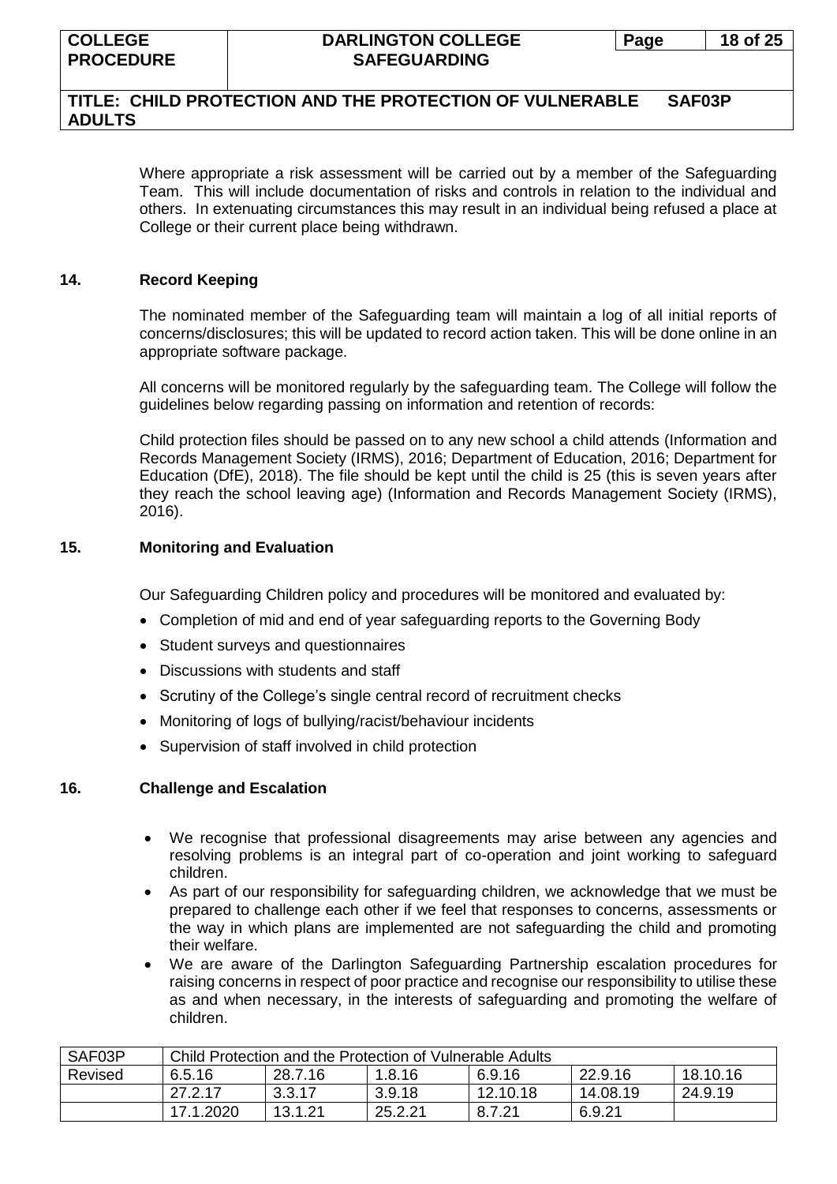Where appropriate a risk assessment will be carried out by a member of the Safeguarding Team. This will include documentation of risks and controls in relation to the individual and others. In extenuating circumstances this may result in an individual being refused a place at College or their current place being withdrawn.

## 14. Record Keeping

The nominated member of the Safeguarding team will maintain a log of all initial reports of concerns/disclosures; this will be updated to record action taken. This will be done online in an appropriate software package.

All concerns will be monitored regularly by the safeguarding team. The College will follow the guidelines below regarding passing on information and retention of records:

Child protection files should be passed on to any new school a child attends (Information and Records Management Society (IRMS), 2016; Department of Education, 2016; Department for Education (DfE), 2018). The file should be kept until the child is 25 (this is seven years after they reach the school leaving age) (Information and Records Management Society (IRMS), 2016).

## 15. Monitoring and Evaluation

Our Safeguarding Children policy and procedures will be monitored and evaluated by:

- Completion of mid and end of year safeguarding reports to the Governing Body
- Student surveys and questionnaires
- Discussions with students and staff
- Scrutiny of the College's single central record of recruitment checks
- Monitoring of logs of bullying/racist/behaviour incidents
- Supervision of staff involved in child protection

## 16. Challenge and Escalation

- We recognise that professional disagreements may arise between any agencies and resolving problems is an integral part of co-operation and joint working to safeguard children.
- As part of our responsibility for safeguarding children, we acknowledge that we must be prepared to challenge each other if we feel that responses to concerns, assessments or the way in which plans are implemented are not safeguarding the child and promoting their welfare.
- We are aware of the Darlington Safeguarding Partnership escalation procedures for raising concerns in respect of poor practice and recognise our responsibility to utilise these as and when necessary, in the interests of safeguarding and promoting the welfare of children.

| SAF03P | Child Protection and the Protection of Vulnerable Adults | | | | | |
|---|---|---|---|---|---|---|
| Revised | 6.5.16 | 28.7.16 | 1.8.16 | 6.9.16 | 22.9.16 | 18.10.16 |
| | 27.2.17 | 3.3.17 | 3.9.18 | 12.10.18 | 14.08.19 | 24.9.19 |
| | 17.1.2020 | 13.1.21 | 25.2.21 | 8.7.21 | 6.9.21 | |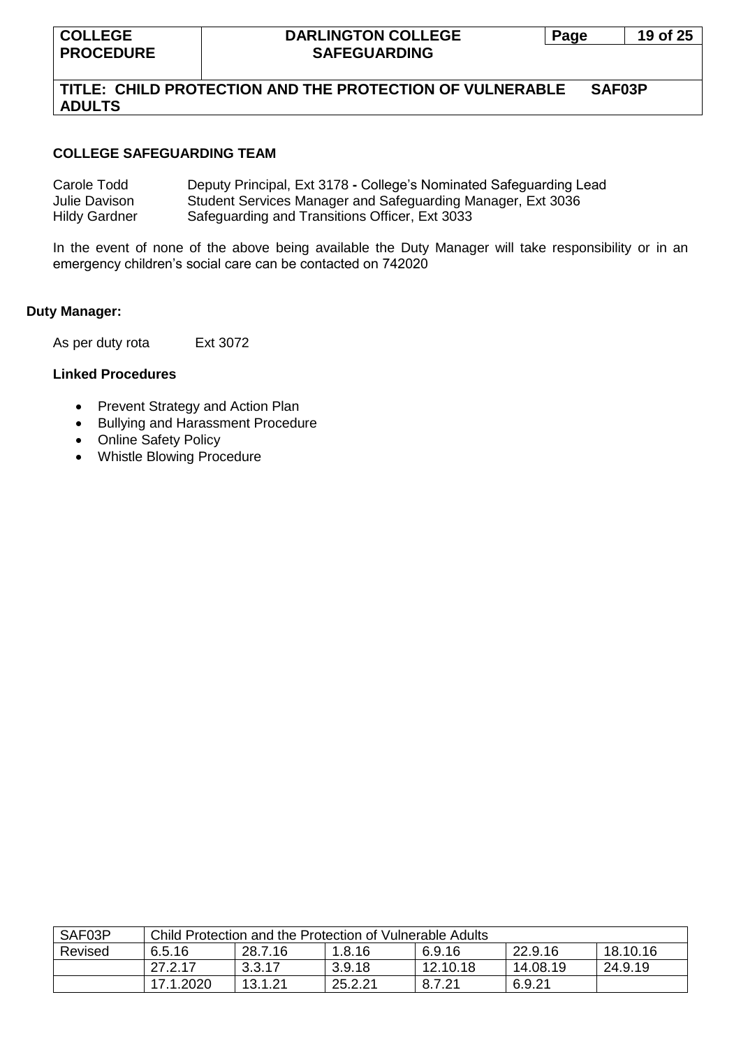### COLLEGE SAFEGUARDING TEAM

Carole Todd Deputy Principal, Ext 3178 **-** College's Nominated Safeguarding Lead
Julie Davison Student Services Manager and Safeguarding Manager, Ext 3036
Hildy Gardner Safeguarding and Transitions Officer, Ext 3033

In the event of none of the above being available the Duty Manager will take responsibility or in an emergency children's social care can be contacted on 742020

### Duty Manager:

As per duty rota Ext 3072

### Linked Procedures

- Prevent Strategy and Action Plan
- Bullying and Harassment Procedure
- Online Safety Policy
- Whistle Blowing Procedure

| SAF03P | Child Protection and the Protection of Vulnerable Adults | | | | | |
|---|---|---|---|---|---|---|
| Revised | 6.5.16 | 28.7.16 | 1.8.16 | 6.9.16 | 22.9.16 | 18.10.16 |
| | 27.2.17 | 3.3.17 | 3.9.18 | 12.10.18 | 14.08.19 | 24.9.19 |
| | 17.1.2020 | 13.1.21 | 25.2.21 | 8.7.21 | 6.9.21 | |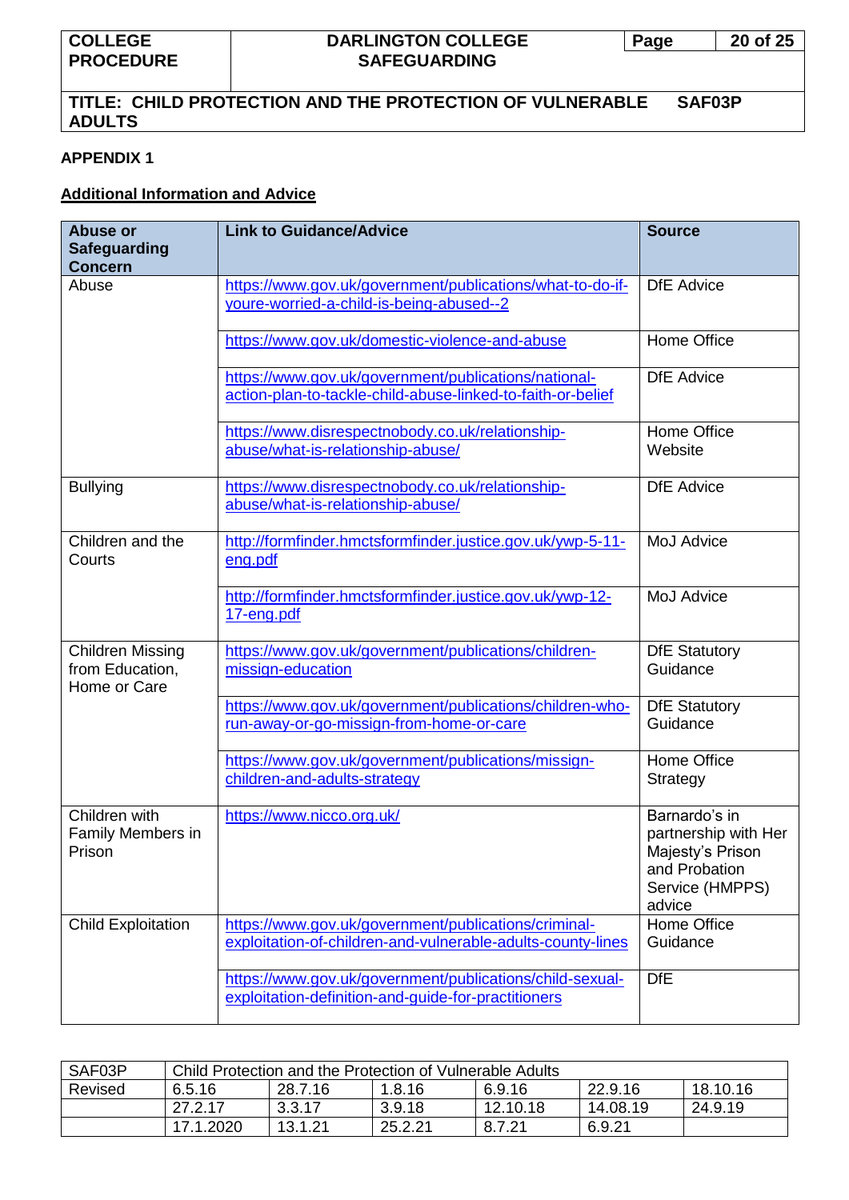## APPENDIX 1

### Additional Information and Advice

| Abuse or Safeguarding Concern | Link to Guidance/Advice | Source |
|---|---|---|
| Abuse | https://www.gov.uk/government/publications/what-to-do-if-youre-worried-a-child-is-being-abused--2 | DfE Advice |
| | https://www.gov.uk/domestic-violence-and-abuse | Home Office |
| | https://www.gov.uk/government/publications/national-action-plan-to-tackle-child-abuse-linked-to-faith-or-belief | DfE Advice |
| | https://www.disrespectnobody.co.uk/relationship-abuse/what-is-relationship-abuse/ | Home Office Website |
| Bullying | https://www.disrespectnobody.co.uk/relationship-abuse/what-is-relationship-abuse/ | DfE Advice |
| Children and the Courts | http://formfinder.hmctsformfinder.justice.gov.uk/ywp-5-11-eng.pdf | MoJ Advice |
| | http://formfinder.hmctsformfinder.justice.gov.uk/ywp-12-17-eng.pdf | MoJ Advice |
| Children Missing from Education, Home or Care | https://www.gov.uk/government/publications/children-missign-education | DfE Statutory Guidance |
| | https://www.gov.uk/government/publications/children-who-run-away-or-go-missign-from-home-or-care | DfE Statutory Guidance |
| | https://www.gov.uk/government/publications/missign-children-and-adults-strategy | Home Office Strategy |
| Children with Family Members in Prison | https://www.nicco.org.uk/ | Barnardo's in partnership with Her Majesty's Prison and Probation Service (HMPPS) advice |
| Child Exploitation | https://www.gov.uk/government/publications/criminal-exploitation-of-children-and-vulnerable-adults-county-lines | Home Office Guidance |
| | https://www.gov.uk/government/publications/child-sexual-exploitation-definition-and-guide-for-practitioners | DfE |

| SAF03P | Child Protection and the Protection of Vulnerable Adults | | | | | |
|---|---|---|---|---|---|---|
| Revised | 6.5.16 | 28.7.16 | 1.8.16 | 6.9.16 | 22.9.16 | 18.10.16 |
| | 27.2.17 | 3.3.17 | 3.9.18 | 12.10.18 | 14.08.19 | 24.9.19 |
| | 17.1.2020 | 13.1.21 | 25.2.21 | 8.7.21 | 6.9.21 | |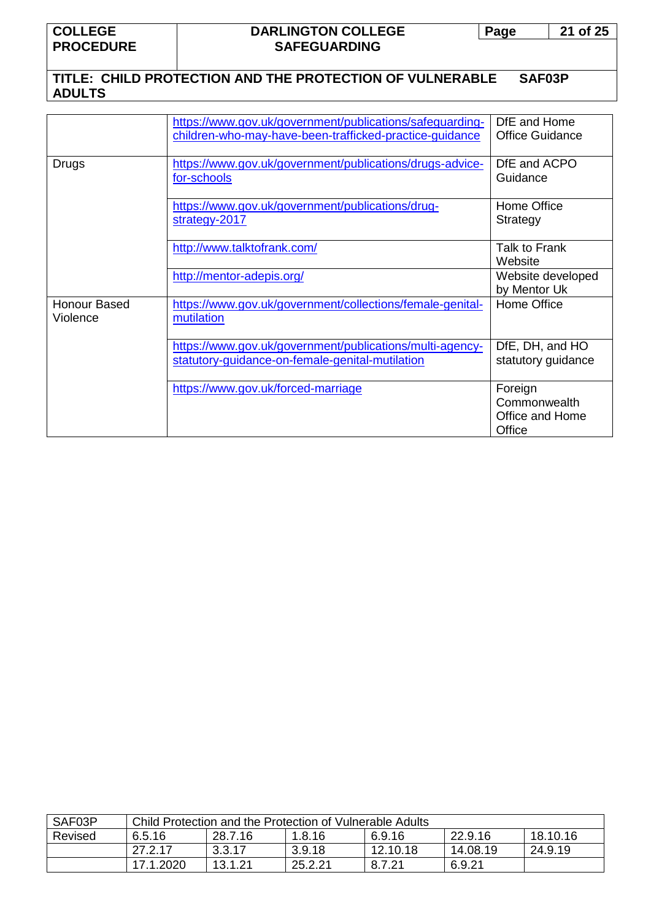| | | |
|---|---|---|
| | https://www.gov.uk/government/publications/safeguarding-children-who-may-have-been-trafficked-practice-guidance | DfE and Home Office Guidance |
| Drugs | https://www.gov.uk/government/publications/drugs-advice-for-schools | DfE and ACPO Guidance |
| | https://www.gov.uk/government/publications/drug-strategy-2017 | Home Office Strategy |
| | http://www.talktofrank.com/ | Talk to Frank Website |
| | http://mentor-adepis.org/ | Website developed by Mentor Uk |
| Honour Based Violence | https://www.gov.uk/government/collections/female-genital-mutilation | Home Office |
| | https://www.gov.uk/government/publications/multi-agency-statutory-guidance-on-female-genital-mutilation | DfE, DH, and HO statutory guidance |
| | https://www.gov.uk/forced-marriage | Foreign Commonwealth Office and Home Office |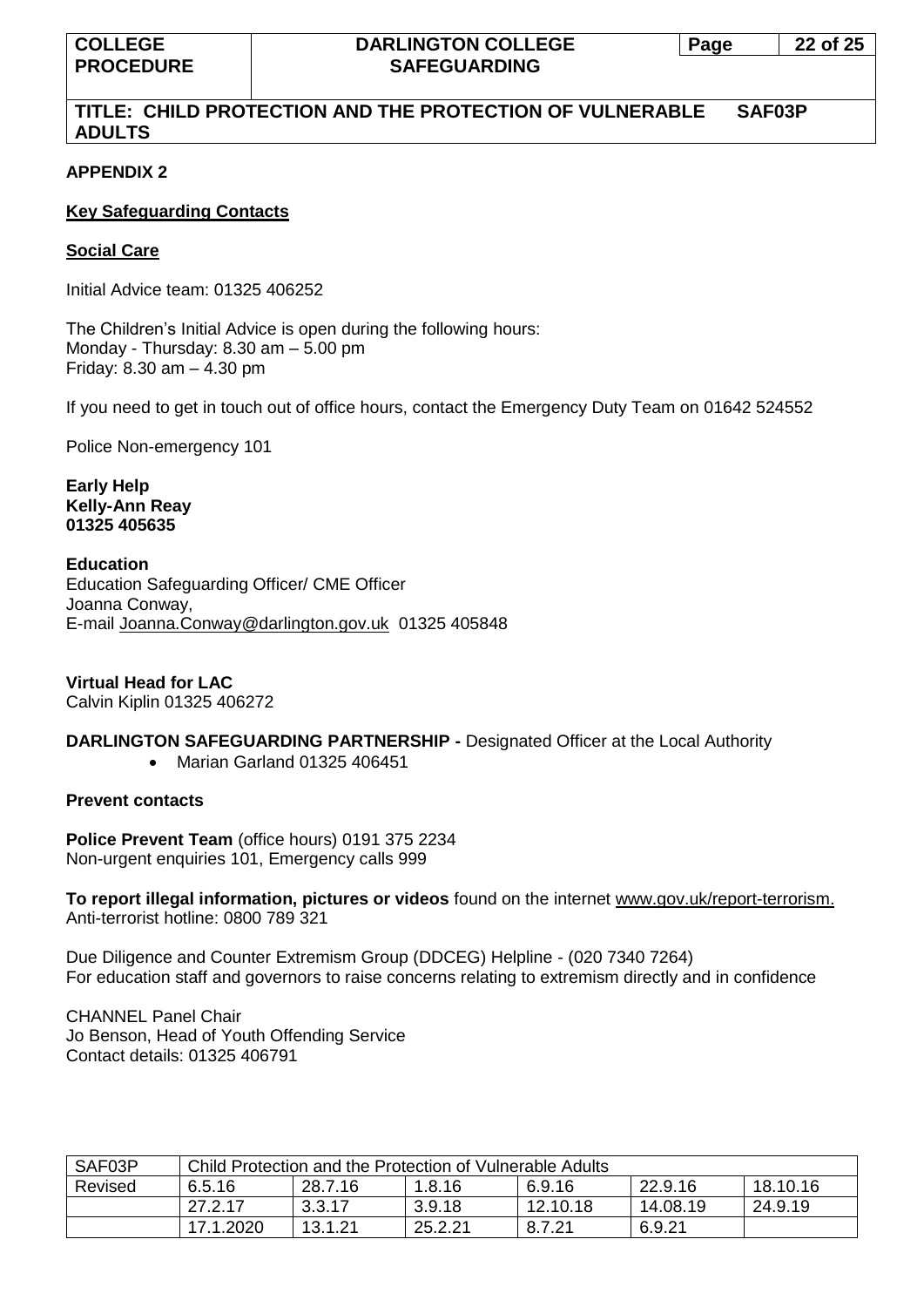**APPENDIX 2**

**Key Safeguarding Contacts**

**Social Care**

Initial Advice team: 01325 406252

The Children's Initial Advice is open during the following hours:
Monday - Thursday: 8.30 am – 5.00 pm
Friday: 8.30 am – 4.30 pm

If you need to get in touch out of office hours, contact the Emergency Duty Team on 01642 524552

Police Non-emergency 101

**Early Help**
**Kelly-Ann Reay**
**01325 405635**

**Education**
Education Safeguarding Officer/ CME Officer
Joanna Conway,
E-mail Joanna.Conway@darlington.gov.uk 01325 405848

**Virtual Head for LAC**
Calvin Kiplin 01325 406272

**DARLINGTON SAFEGUARDING PARTNERSHIP -** Designated Officer at the Local Authority

- Marian Garland 01325 406451

**Prevent contacts**

**Police Prevent Team** (office hours) 0191 375 2234
Non-urgent enquiries 101, Emergency calls 999

**To report illegal information, pictures or videos** found on the internet www.gov.uk/report-terrorism.
Anti-terrorist hotline: 0800 789 321

Due Diligence and Counter Extremism Group (DDCEG) Helpline - (020 7340 7264)
For education staff and governors to raise concerns relating to extremism directly and in confidence

CHANNEL Panel Chair
Jo Benson, Head of Youth Offending Service
Contact details: 01325 406791

| SAF03P | Child Protection and the Protection of Vulnerable Adults | | | | | |
|---|---|---|---|---|---|---|
| Revised | 6.5.16 | 28.7.16 | 1.8.16 | 6.9.16 | 22.9.16 | 18.10.16 |
| | 27.2.17 | 3.3.17 | 3.9.18 | 12.10.18 | 14.08.19 | 24.9.19 |
| | 17.1.2020 | 13.1.21 | 25.2.21 | 8.7.21 | 6.9.21 | |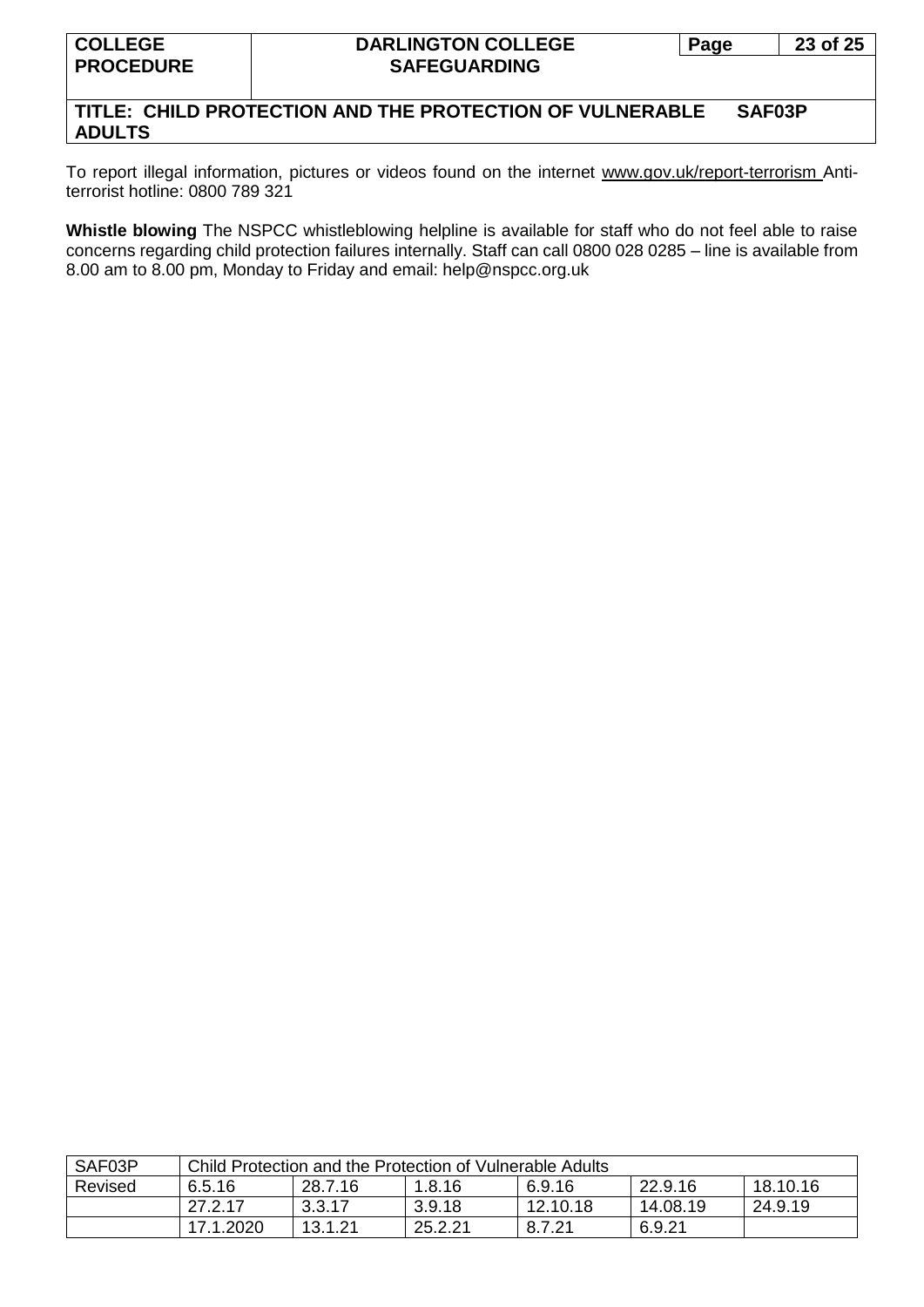To report illegal information, pictures or videos found on the internet www.gov.uk/report-terrorism Anti-terrorist hotline: 0800 789 321

**Whistle blowing** The NSPCC whistleblowing helpline is available for staff who do not feel able to raise concerns regarding child protection failures internally. Staff can call 0800 028 0285 – line is available from 8.00 am to 8.00 pm, Monday to Friday and email: help@nspcc.org.uk

| SAF03P | Child Protection and the Protection of Vulnerable Adults | | | | | |
|---|---|---|---|---|---|---|
| Revised | 6.5.16 | 28.7.16 | 1.8.16 | 6.9.16 | 22.9.16 | 18.10.16 |
| | 27.2.17 | 3.3.17 | 3.9.18 | 12.10.18 | 14.08.19 | 24.9.19 |
| | 17.1.2020 | 13.1.21 | 25.2.21 | 8.7.21 | 6.9.21 | |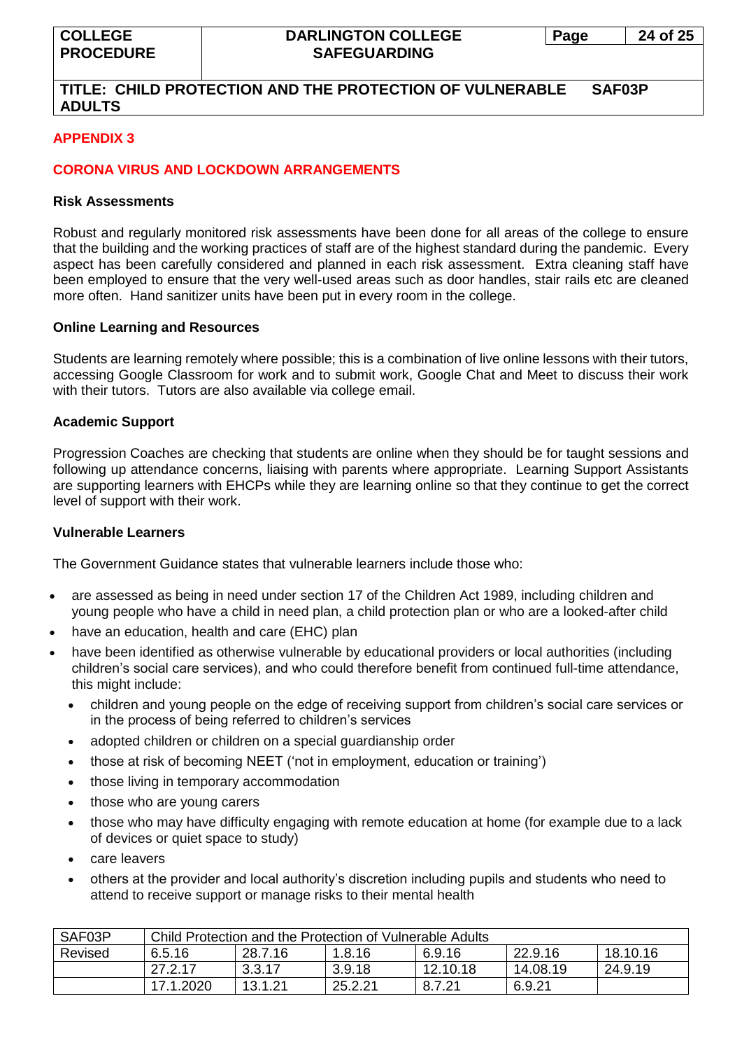## APPENDIX 3

## CORONA VIRUS AND LOCKDOWN ARRANGEMENTS

### Risk Assessments

Robust and regularly monitored risk assessments have been done for all areas of the college to ensure that the building and the working practices of staff are of the highest standard during the pandemic. Every aspect has been carefully considered and planned in each risk assessment. Extra cleaning staff have been employed to ensure that the very well-used areas such as door handles, stair rails etc are cleaned more often. Hand sanitizer units have been put in every room in the college.

### Online Learning and Resources

Students are learning remotely where possible; this is a combination of live online lessons with their tutors, accessing Google Classroom for work and to submit work, Google Chat and Meet to discuss their work with their tutors. Tutors are also available via college email.

### Academic Support

Progression Coaches are checking that students are online when they should be for taught sessions and following up attendance concerns, liaising with parents where appropriate. Learning Support Assistants are supporting learners with EHCPs while they are learning online so that they continue to get the correct level of support with their work.

### Vulnerable Learners

The Government Guidance states that vulnerable learners include those who:

- are assessed as being in need under section 17 of the Children Act 1989, including children and young people who have a child in need plan, a child protection plan or who are a looked-after child
- have an education, health and care (EHC) plan
- have been identified as otherwise vulnerable by educational providers or local authorities (including children's social care services), and who could therefore benefit from continued full-time attendance, this might include:
  - children and young people on the edge of receiving support from children's social care services or in the process of being referred to children's services
  - adopted children or children on a special guardianship order
  - those at risk of becoming NEET ('not in employment, education or training')
  - those living in temporary accommodation
  - those who are young carers
  - those who may have difficulty engaging with remote education at home (for example due to a lack of devices or quiet space to study)
  - care leavers
  - others at the provider and local authority's discretion including pupils and students who need to attend to receive support or manage risks to their mental health

| SAF03P | Child Protection and the Protection of Vulnerable Adults | | | | | |
|---|---|---|---|---|---|---|
| Revised | 6.5.16 | 28.7.16 | 1.8.16 | 6.9.16 | 22.9.16 | 18.10.16 |
| | 27.2.17 | 3.3.17 | 3.9.18 | 12.10.18 | 14.08.19 | 24.9.19 |
| | 17.1.2020 | 13.1.21 | 25.2.21 | 8.7.21 | 6.9.21 | |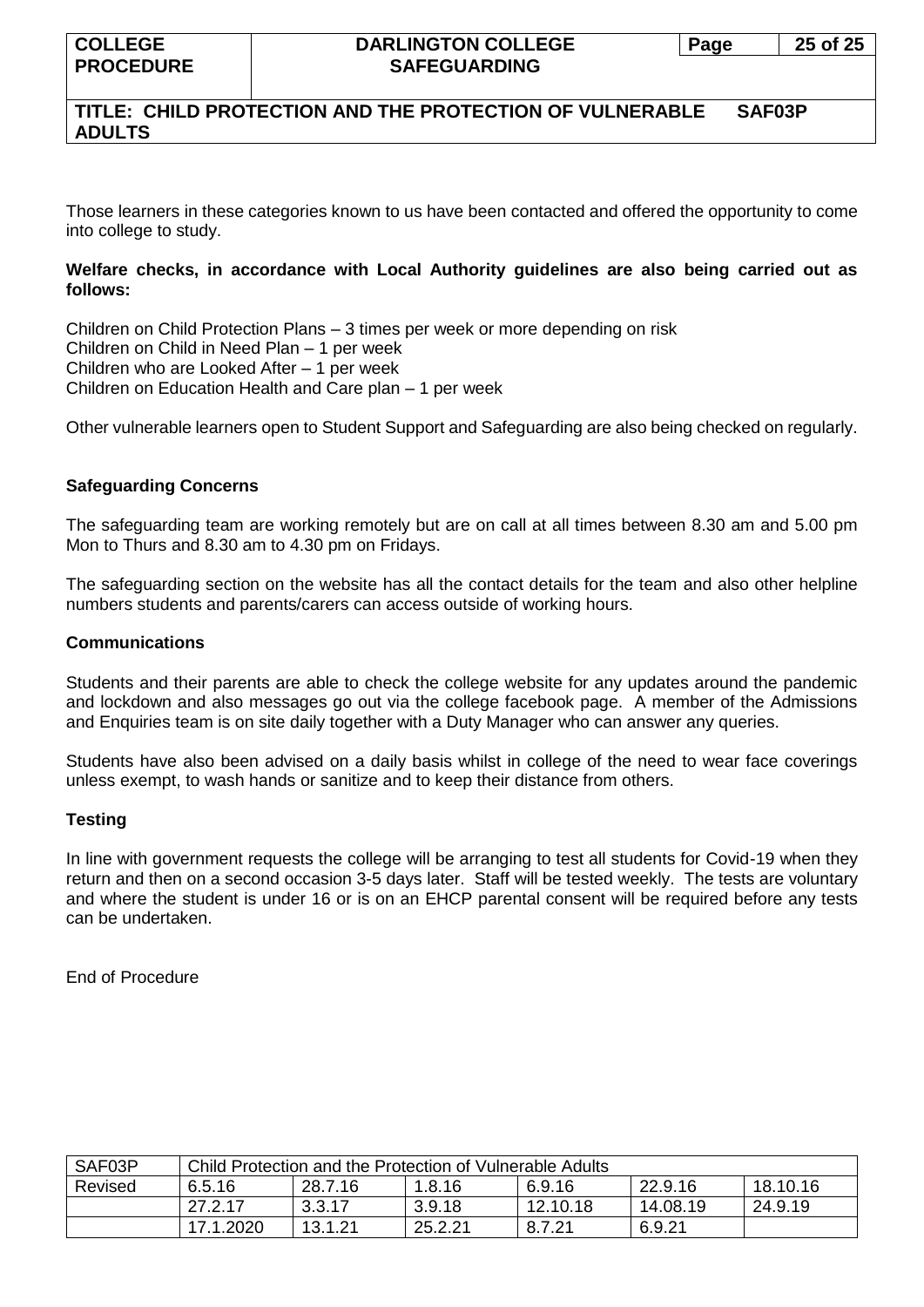Those learners in these categories known to us have been contacted and offered the opportunity to come into college to study.

**Welfare checks, in accordance with Local Authority guidelines are also being carried out as follows:**

Children on Child Protection Plans – 3 times per week or more depending on risk
Children on Child in Need Plan – 1 per week
Children who are Looked After – 1 per week
Children on Education Health and Care plan – 1 per week

Other vulnerable learners open to Student Support and Safeguarding are also being checked on regularly.

**Safeguarding Concerns**

The safeguarding team are working remotely but are on call at all times between 8.30 am and 5.00 pm Mon to Thurs and 8.30 am to 4.30 pm on Fridays.

The safeguarding section on the website has all the contact details for the team and also other helpline numbers students and parents/carers can access outside of working hours.

**Communications**

Students and their parents are able to check the college website for any updates around the pandemic and lockdown and also messages go out via the college facebook page. A member of the Admissions and Enquiries team is on site daily together with a Duty Manager who can answer any queries.

Students have also been advised on a daily basis whilst in college of the need to wear face coverings unless exempt, to wash hands or sanitize and to keep their distance from others.

**Testing**

In line with government requests the college will be arranging to test all students for Covid-19 when they return and then on a second occasion 3-5 days later. Staff will be tested weekly. The tests are voluntary and where the student is under 16 or is on an EHCP parental consent will be required before any tests can be undertaken.

End of Procedure

| SAF03P | Child Protection and the Protection of Vulnerable Adults | | | | | |
|---|---|---|---|---|---|---|
| Revised | 6.5.16 | 28.7.16 | 1.8.16 | 6.9.16 | 22.9.16 | 18.10.16 |
| | 27.2.17 | 3.3.17 | 3.9.18 | 12.10.18 | 14.08.19 | 24.9.19 |
| | 17.1.2020 | 13.1.21 | 25.2.21 | 8.7.21 | 6.9.21 | |